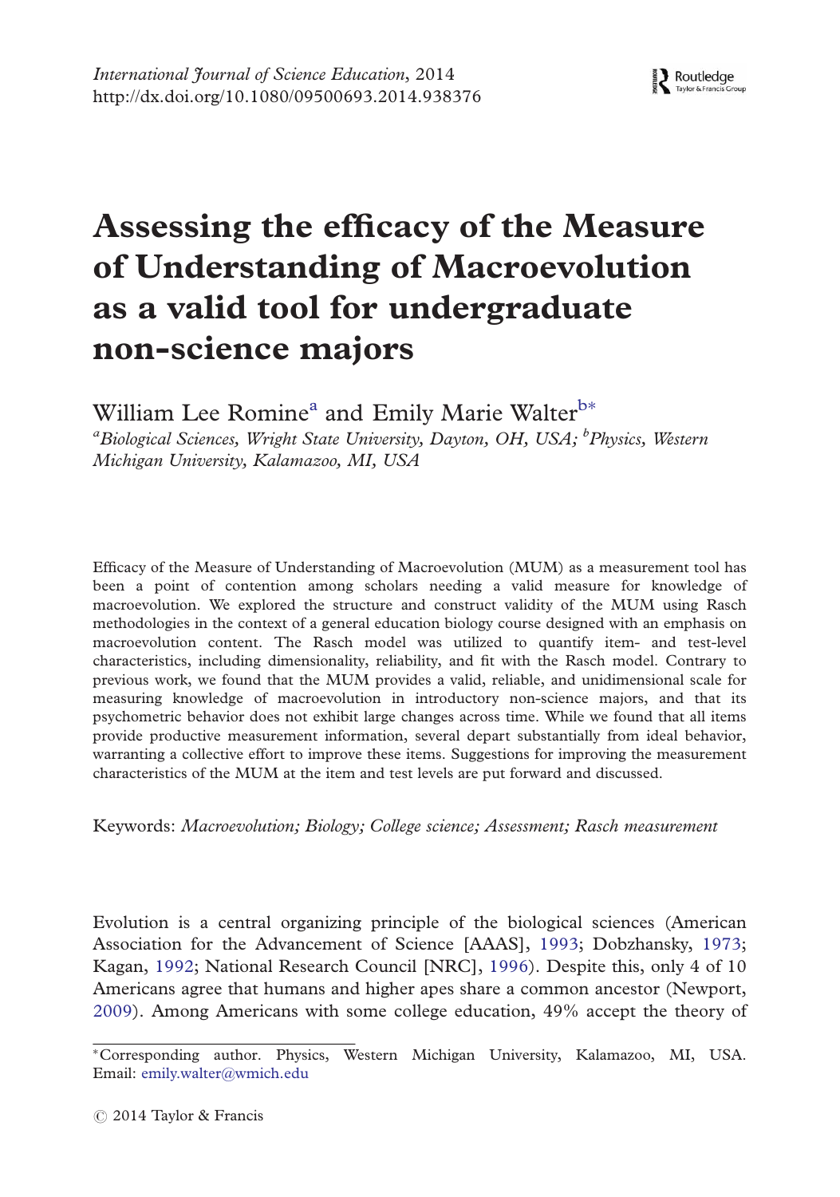# Assessing the efficacy of the Measure of Understanding of Macroevolution as a valid tool for undergraduate non-science majors

William Lee Romine[a] and Emily Marie Walter[b]*

[a]*Biological Sciences, Wright State University, Dayton, OH, USA;* [b]*Physics, Western Michigan University, Kalamazoo, MI, USA*

Efficacy of the Measure of Understanding of Macroevolution (MUM) as a measurement tool has been a point of contention among scholars needing a valid measure for knowledge of macroevolution. We explored the structure and construct validity of the MUM using Rasch methodologies in the context of a general education biology course designed with an emphasis on macroevolution content. The Rasch model was utilized to quantify item- and test-level characteristics, including dimensionality, reliability, and fit with the Rasch model. Contrary to previous work, we found that the MUM provides a valid, reliable, and unidimensional scale for measuring knowledge of macroevolution in introductory non-science majors, and that its psychometric behavior does not exhibit large changes across time. While we found that all items provide productive measurement information, several depart substantially from ideal behavior, warranting a collective effort to improve these items. Suggestions for improving the measurement characteristics of the MUM at the item and test levels are put forward and discussed.

Keywords: *Macroevolution; Biology; College science; Assessment; Rasch measurement*

Evolution is a central organizing principle of the biological sciences (American Association for the Advancement of Science [AAAS], 1993; Dobzhansky, 1973; Kagan, 1992; National Research Council [NRC], 1996). Despite this, only 4 of 10 Americans agree that humans and higher apes share a common ancestor (Newport, 2009). Among Americans with some college education, 49% accept the theory of

*Corresponding author. Physics, Western Michigan University, Kalamazoo, MI, USA. Email: emily.walter@wmich.edu

© 2014 Taylor & Francis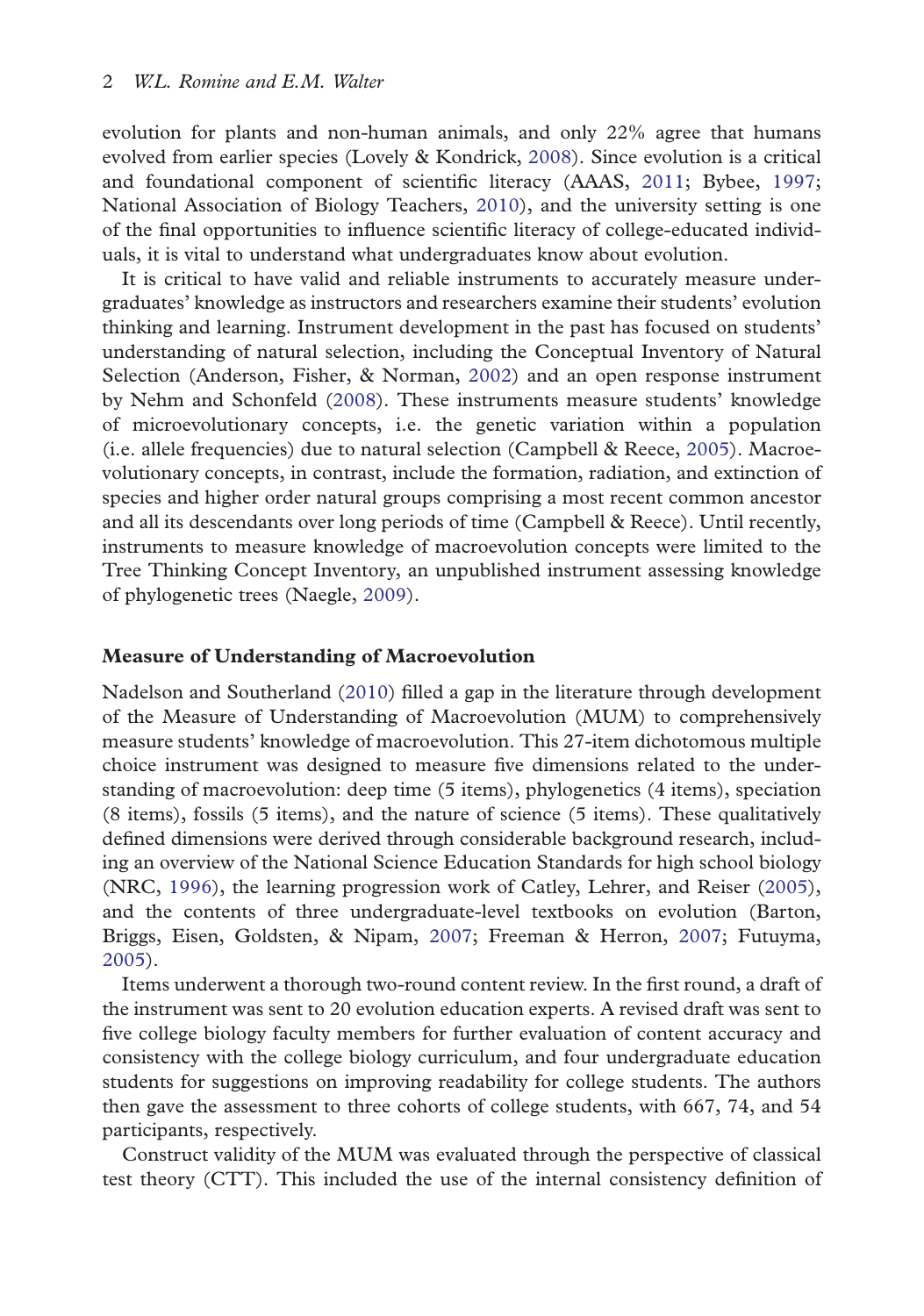evolution for plants and non-human animals, and only 22% agree that humans evolved from earlier species (Lovely & Kondrick, 2008). Since evolution is a critical and foundational component of scientific literacy (AAAS, 2011; Bybee, 1997; National Association of Biology Teachers, 2010), and the university setting is one of the final opportunities to influence scientific literacy of college-educated individuals, it is vital to understand what undergraduates know about evolution.

It is critical to have valid and reliable instruments to accurately measure undergraduates' knowledge as instructors and researchers examine their students' evolution thinking and learning. Instrument development in the past has focused on students' understanding of natural selection, including the Conceptual Inventory of Natural Selection (Anderson, Fisher, & Norman, 2002) and an open response instrument by Nehm and Schonfeld (2008). These instruments measure students' knowledge of microevolutionary concepts, i.e. the genetic variation within a population (i.e. allele frequencies) due to natural selection (Campbell & Reece, 2005). Macroevolutionary concepts, in contrast, include the formation, radiation, and extinction of species and higher order natural groups comprising a most recent common ancestor and all its descendants over long periods of time (Campbell & Reece). Until recently, instruments to measure knowledge of macroevolution concepts were limited to the Tree Thinking Concept Inventory, an unpublished instrument assessing knowledge of phylogenetic trees (Naegle, 2009).

## Measure of Understanding of Macroevolution

Nadelson and Southerland (2010) filled a gap in the literature through development of the Measure of Understanding of Macroevolution (MUM) to comprehensively measure students' knowledge of macroevolution. This 27-item dichotomous multiple choice instrument was designed to measure five dimensions related to the understanding of macroevolution: deep time (5 items), phylogenetics (4 items), speciation (8 items), fossils (5 items), and the nature of science (5 items). These qualitatively defined dimensions were derived through considerable background research, including an overview of the National Science Education Standards for high school biology (NRC, 1996), the learning progression work of Catley, Lehrer, and Reiser (2005), and the contents of three undergraduate-level textbooks on evolution (Barton, Briggs, Eisen, Goldsten, & Nipam, 2007; Freeman & Herron, 2007; Futuyma, 2005).

Items underwent a thorough two-round content review. In the first round, a draft of the instrument was sent to 20 evolution education experts. A revised draft was sent to five college biology faculty members for further evaluation of content accuracy and consistency with the college biology curriculum, and four undergraduate education students for suggestions on improving readability for college students. The authors then gave the assessment to three cohorts of college students, with 667, 74, and 54 participants, respectively.

Construct validity of the MUM was evaluated through the perspective of classical test theory (CTT). This included the use of the internal consistency definition of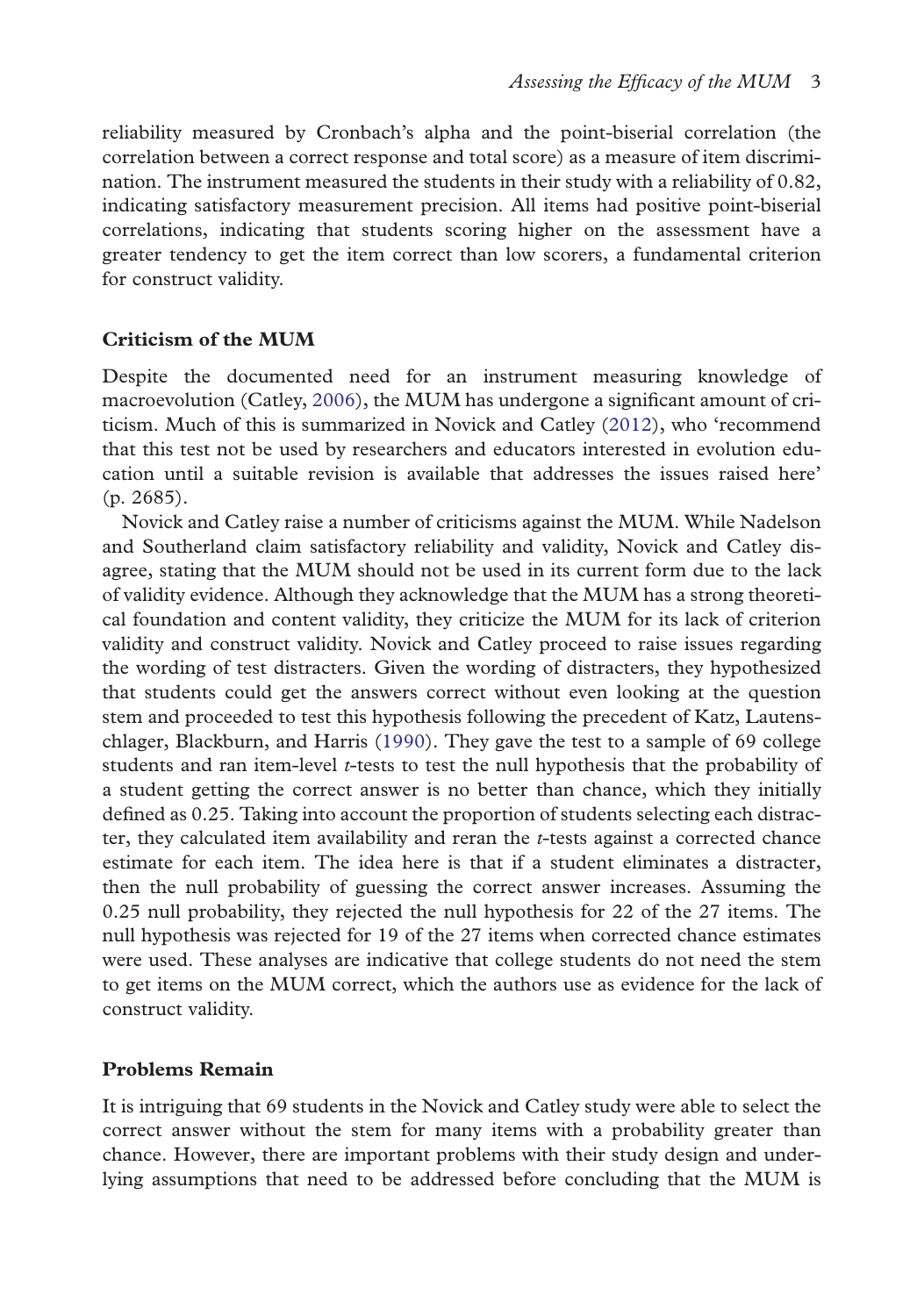reliability measured by Cronbach's alpha and the point-biserial correlation (the correlation between a correct response and total score) as a measure of item discrimination. The instrument measured the students in their study with a reliability of 0.82, indicating satisfactory measurement precision. All items had positive point-biserial correlations, indicating that students scoring higher on the assessment have a greater tendency to get the item correct than low scorers, a fundamental criterion for construct validity.

### Criticism of the MUM

Despite the documented need for an instrument measuring knowledge of macroevolution (Catley, 2006), the MUM has undergone a significant amount of criticism. Much of this is summarized in Novick and Catley (2012), who 'recommend that this test not be used by researchers and educators interested in evolution education until a suitable revision is available that addresses the issues raised here' (p. 2685).

Novick and Catley raise a number of criticisms against the MUM. While Nadelson and Southerland claim satisfactory reliability and validity, Novick and Catley disagree, stating that the MUM should not be used in its current form due to the lack of validity evidence. Although they acknowledge that the MUM has a strong theoretical foundation and content validity, they criticize the MUM for its lack of criterion validity and construct validity. Novick and Catley proceed to raise issues regarding the wording of test distracters. Given the wording of distracters, they hypothesized that students could get the answers correct without even looking at the question stem and proceeded to test this hypothesis following the precedent of Katz, Lautenschlager, Blackburn, and Harris (1990). They gave the test to a sample of 69 college students and ran item-level *t*-tests to test the null hypothesis that the probability of a student getting the correct answer is no better than chance, which they initially defined as 0.25. Taking into account the proportion of students selecting each distracter, they calculated item availability and reran the *t*-tests against a corrected chance estimate for each item. The idea here is that if a student eliminates a distracter, then the null probability of guessing the correct answer increases. Assuming the 0.25 null probability, they rejected the null hypothesis for 22 of the 27 items. The null hypothesis was rejected for 19 of the 27 items when corrected chance estimates were used. These analyses are indicative that college students do not need the stem to get items on the MUM correct, which the authors use as evidence for the lack of construct validity.

### Problems Remain

It is intriguing that 69 students in the Novick and Catley study were able to select the correct answer without the stem for many items with a probability greater than chance. However, there are important problems with their study design and underlying assumptions that need to be addressed before concluding that the MUM is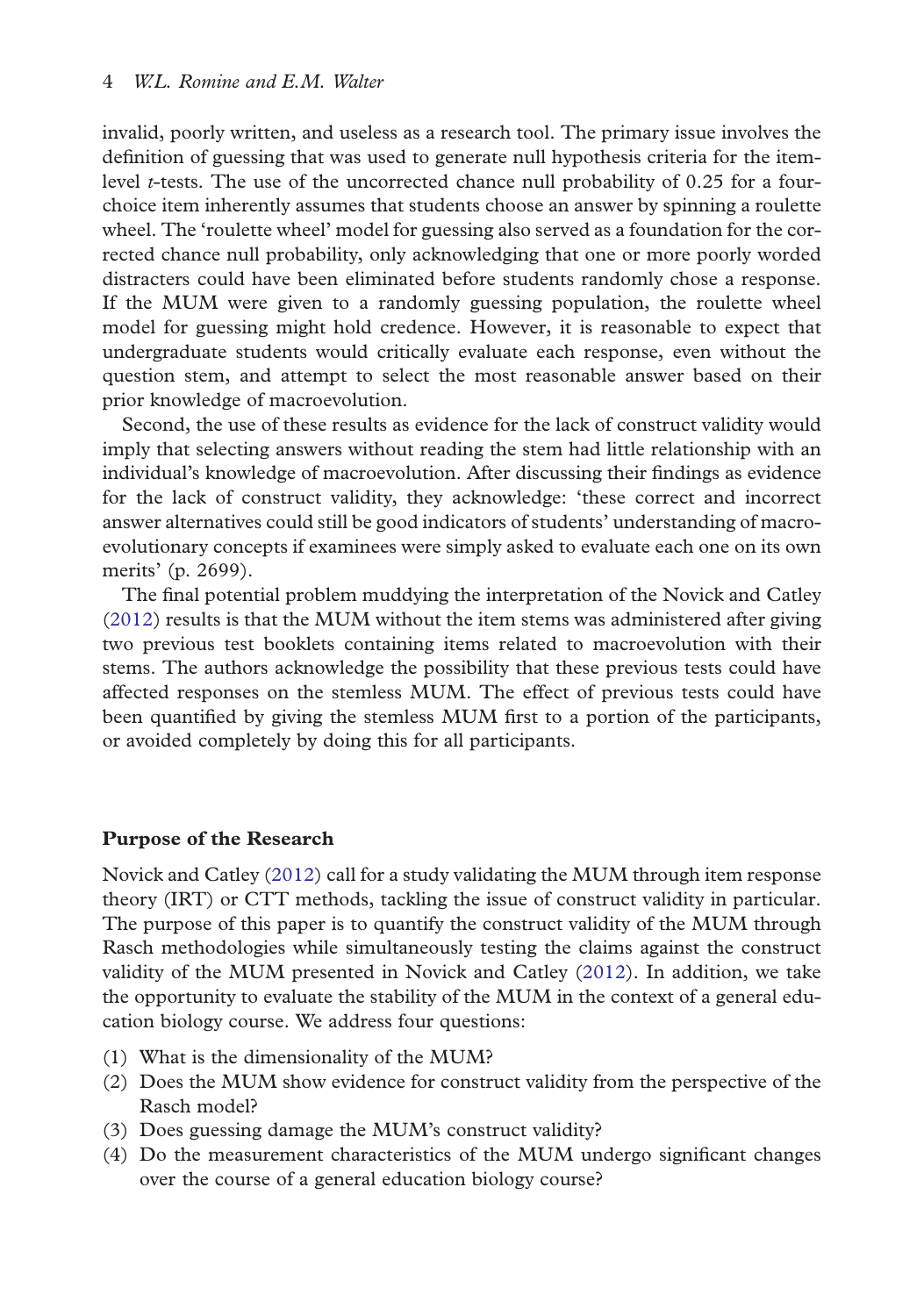invalid, poorly written, and useless as a research tool. The primary issue involves the definition of guessing that was used to generate null hypothesis criteria for the item-level *t*-tests. The use of the uncorrected chance null probability of 0.25 for a four-choice item inherently assumes that students choose an answer by spinning a roulette wheel. The 'roulette wheel' model for guessing also served as a foundation for the corrected chance null probability, only acknowledging that one or more poorly worded distracters could have been eliminated before students randomly chose a response. If the MUM were given to a randomly guessing population, the roulette wheel model for guessing might hold credence. However, it is reasonable to expect that undergraduate students would critically evaluate each response, even without the question stem, and attempt to select the most reasonable answer based on their prior knowledge of macroevolution.

Second, the use of these results as evidence for the lack of construct validity would imply that selecting answers without reading the stem had little relationship with an individual's knowledge of macroevolution. After discussing their findings as evidence for the lack of construct validity, they acknowledge: 'these correct and incorrect answer alternatives could still be good indicators of students' understanding of macroevolutionary concepts if examinees were simply asked to evaluate each one on its own merits' (p. 2699).

The final potential problem muddying the interpretation of the Novick and Catley (2012) results is that the MUM without the item stems was administered after giving two previous test booklets containing items related to macroevolution with their stems. The authors acknowledge the possibility that these previous tests could have affected responses on the stemless MUM. The effect of previous tests could have been quantified by giving the stemless MUM first to a portion of the participants, or avoided completely by doing this for all participants.

## Purpose of the Research

Novick and Catley (2012) call for a study validating the MUM through item response theory (IRT) or CTT methods, tackling the issue of construct validity in particular. The purpose of this paper is to quantify the construct validity of the MUM through Rasch methodologies while simultaneously testing the claims against the construct validity of the MUM presented in Novick and Catley (2012). In addition, we take the opportunity to evaluate the stability of the MUM in the context of a general education biology course. We address four questions:

(1) What is the dimensionality of the MUM?
(2) Does the MUM show evidence for construct validity from the perspective of the Rasch model?
(3) Does guessing damage the MUM's construct validity?
(4) Do the measurement characteristics of the MUM undergo significant changes over the course of a general education biology course?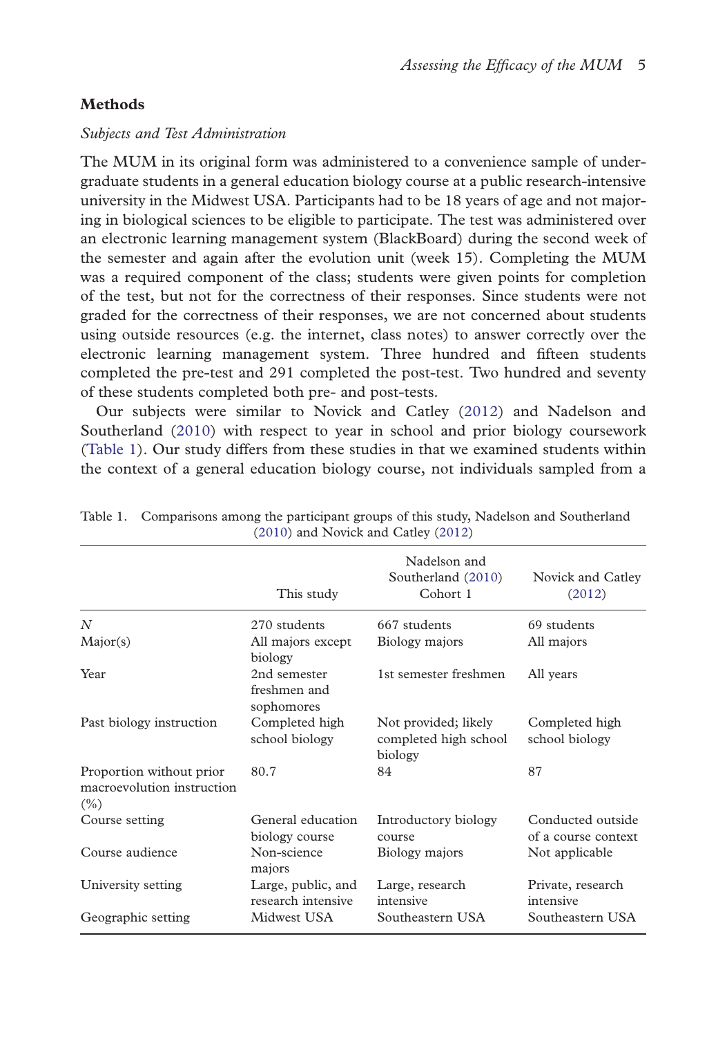## Methods

### *Subjects and Test Administration*

The MUM in its original form was administered to a convenience sample of undergraduate students in a general education biology course at a public research-intensive university in the Midwest USA. Participants had to be 18 years of age and not majoring in biological sciences to be eligible to participate. The test was administered over an electronic learning management system (BlackBoard) during the second week of the semester and again after the evolution unit (week 15). Completing the MUM was a required component of the class; students were given points for completion of the test, but not for the correctness of their responses. Since students were not graded for the correctness of their responses, we are not concerned about students using outside resources (e.g. the internet, class notes) to answer correctly over the electronic learning management system. Three hundred and fifteen students completed the pre-test and 291 completed the post-test. Two hundred and seventy of these students completed both pre- and post-tests.

Our subjects were similar to Novick and Catley (2012) and Nadelson and Southerland (2010) with respect to year in school and prior biology coursework (Table 1). Our study differs from these studies in that we examined students within the context of a general education biology course, not individuals sampled from a

Table 1. Comparisons among the participant groups of this study, Nadelson and Southerland (2010) and Novick and Catley (2012)

| | This study | Nadelson and Southerland (2010) Cohort 1 | Novick and Catley (2012) |
|---|---|---|---|
| *N* | 270 students | 667 students | 69 students |
| Major(s) | All majors except biology | Biology majors | All majors |
| Year | 2nd semester freshmen and sophomores | 1st semester freshmen | All years |
| Past biology instruction | Completed high school biology | Not provided; likely completed high school biology | Completed high school biology |
| Proportion without prior macroevolution instruction (%) | 80.7 | 84 | 87 |
| Course setting | General education biology course | Introductory biology course | Conducted outside of a course context |
| Course audience | Non-science majors | Biology majors | Not applicable |
| University setting | Large, public, and research intensive | Large, research intensive | Private, research intensive |
| Geographic setting | Midwest USA | Southeastern USA | Southeastern USA |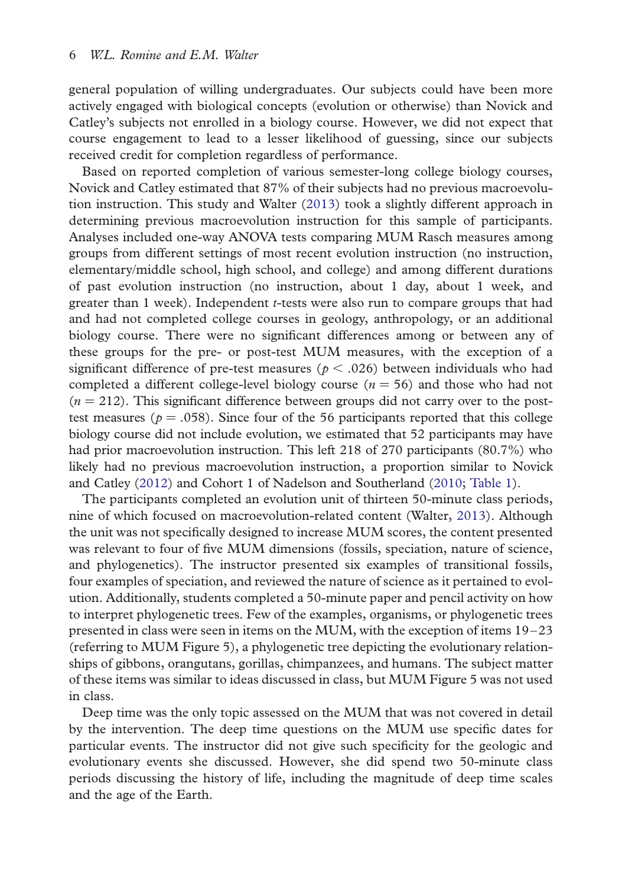general population of willing undergraduates. Our subjects could have been more actively engaged with biological concepts (evolution or otherwise) than Novick and Catley's subjects not enrolled in a biology course. However, we did not expect that course engagement to lead to a lesser likelihood of guessing, since our subjects received credit for completion regardless of performance.

Based on reported completion of various semester-long college biology courses, Novick and Catley estimated that 87% of their subjects had no previous macroevolution instruction. This study and Walter (2013) took a slightly different approach in determining previous macroevolution instruction for this sample of participants. Analyses included one-way ANOVA tests comparing MUM Rasch measures among groups from different settings of most recent evolution instruction (no instruction, elementary/middle school, high school, and college) and among different durations of past evolution instruction (no instruction, about 1 day, about 1 week, and greater than 1 week). Independent *t*-tests were also run to compare groups that had and had not completed college courses in geology, anthropology, or an additional biology course. There were no significant differences among or between any of these groups for the pre- or post-test MUM measures, with the exception of a significant difference of pre-test measures ($p < .026$) between individuals who had completed a different college-level biology course ($n = 56$) and those who had not ($n = 212$). This significant difference between groups did not carry over to the post-test measures ($p = .058$). Since four of the 56 participants reported that this college biology course did not include evolution, we estimated that 52 participants may have had prior macroevolution instruction. This left 218 of 270 participants (80.7%) who likely had no previous macroevolution instruction, a proportion similar to Novick and Catley (2012) and Cohort 1 of Nadelson and Southerland (2010; Table 1).

The participants completed an evolution unit of thirteen 50-minute class periods, nine of which focused on macroevolution-related content (Walter, 2013). Although the unit was not specifically designed to increase MUM scores, the content presented was relevant to four of five MUM dimensions (fossils, speciation, nature of science, and phylogenetics). The instructor presented six examples of transitional fossils, four examples of speciation, and reviewed the nature of science as it pertained to evolution. Additionally, students completed a 50-minute paper and pencil activity on how to interpret phylogenetic trees. Few of the examples, organisms, or phylogenetic trees presented in class were seen in items on the MUM, with the exception of items 19–23 (referring to MUM Figure 5), a phylogenetic tree depicting the evolutionary relationships of gibbons, orangutans, gorillas, chimpanzees, and humans. The subject matter of these items was similar to ideas discussed in class, but MUM Figure 5 was not used in class.

Deep time was the only topic assessed on the MUM that was not covered in detail by the intervention. The deep time questions on the MUM use specific dates for particular events. The instructor did not give such specificity for the geologic and evolutionary events she discussed. However, she did spend two 50-minute class periods discussing the history of life, including the magnitude of deep time scales and the age of the Earth.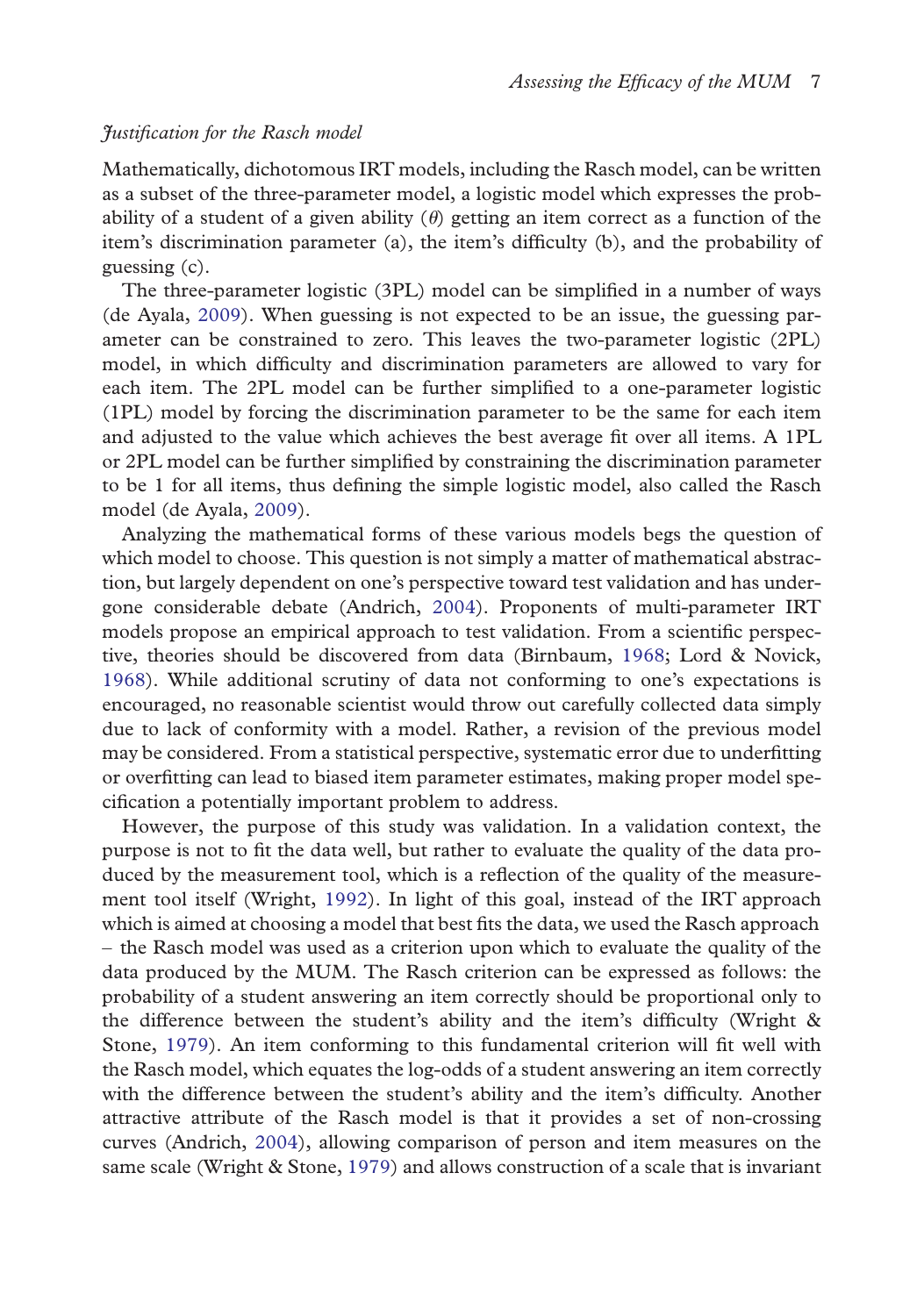### *Justification for the Rasch model*

Mathematically, dichotomous IRT models, including the Rasch model, can be written as a subset of the three-parameter model, a logistic model which expresses the probability of a student of a given ability ($\theta$) getting an item correct as a function of the item's discrimination parameter (a), the item's difficulty (b), and the probability of guessing (c).

The three-parameter logistic (3PL) model can be simplified in a number of ways (de Ayala, 2009). When guessing is not expected to be an issue, the guessing parameter can be constrained to zero. This leaves the two-parameter logistic (2PL) model, in which difficulty and discrimination parameters are allowed to vary for each item. The 2PL model can be further simplified to a one-parameter logistic (1PL) model by forcing the discrimination parameter to be the same for each item and adjusted to the value which achieves the best average fit over all items. A 1PL or 2PL model can be further simplified by constraining the discrimination parameter to be 1 for all items, thus defining the simple logistic model, also called the Rasch model (de Ayala, 2009).

Analyzing the mathematical forms of these various models begs the question of which model to choose. This question is not simply a matter of mathematical abstraction, but largely dependent on one's perspective toward test validation and has undergone considerable debate (Andrich, 2004). Proponents of multi-parameter IRT models propose an empirical approach to test validation. From a scientific perspective, theories should be discovered from data (Birnbaum, 1968; Lord & Novick, 1968). While additional scrutiny of data not conforming to one's expectations is encouraged, no reasonable scientist would throw out carefully collected data simply due to lack of conformity with a model. Rather, a revision of the previous model may be considered. From a statistical perspective, systematic error due to underfitting or overfitting can lead to biased item parameter estimates, making proper model specification a potentially important problem to address.

However, the purpose of this study was validation. In a validation context, the purpose is not to fit the data well, but rather to evaluate the quality of the data produced by the measurement tool, which is a reflection of the quality of the measurement tool itself (Wright, 1992). In light of this goal, instead of the IRT approach which is aimed at choosing a model that best fits the data, we used the Rasch approach – the Rasch model was used as a criterion upon which to evaluate the quality of the data produced by the MUM. The Rasch criterion can be expressed as follows: the probability of a student answering an item correctly should be proportional only to the difference between the student's ability and the item's difficulty (Wright & Stone, 1979). An item conforming to this fundamental criterion will fit well with the Rasch model, which equates the log-odds of a student answering an item correctly with the difference between the student's ability and the item's difficulty. Another attractive attribute of the Rasch model is that it provides a set of non-crossing curves (Andrich, 2004), allowing comparison of person and item measures on the same scale (Wright & Stone, 1979) and allows construction of a scale that is invariant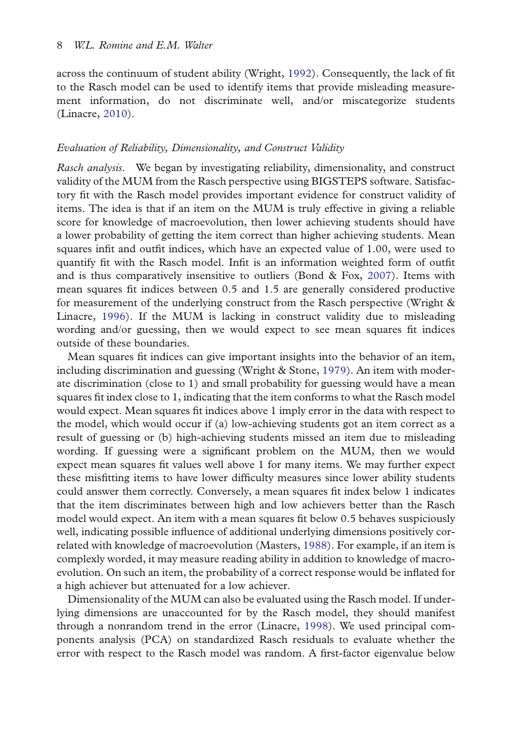across the continuum of student ability (Wright, 1992). Consequently, the lack of fit to the Rasch model can be used to identify items that provide misleading measurement information, do not discriminate well, and/or miscategorize students (Linacre, 2010).

### *Evaluation of Reliability, Dimensionality, and Construct Validity*

*Rasch analysis*. We began by investigating reliability, dimensionality, and construct validity of the MUM from the Rasch perspective using BIGSTEPS software. Satisfactory fit with the Rasch model provides important evidence for construct validity of items. The idea is that if an item on the MUM is truly effective in giving a reliable score for knowledge of macroevolution, then lower achieving students should have a lower probability of getting the item correct than higher achieving students. Mean squares infit and outfit indices, which have an expected value of 1.00, were used to quantify fit with the Rasch model. Infit is an information weighted form of outfit and is thus comparatively insensitive to outliers (Bond & Fox, 2007). Items with mean squares fit indices between 0.5 and 1.5 are generally considered productive for measurement of the underlying construct from the Rasch perspective (Wright & Linacre, 1996). If the MUM is lacking in construct validity due to misleading wording and/or guessing, then we would expect to see mean squares fit indices outside of these boundaries.

Mean squares fit indices can give important insights into the behavior of an item, including discrimination and guessing (Wright & Stone, 1979). An item with moderate discrimination (close to 1) and small probability for guessing would have a mean squares fit index close to 1, indicating that the item conforms to what the Rasch model would expect. Mean squares fit indices above 1 imply error in the data with respect to the model, which would occur if (a) low-achieving students got an item correct as a result of guessing or (b) high-achieving students missed an item due to misleading wording. If guessing were a significant problem on the MUM, then we would expect mean squares fit values well above 1 for many items. We may further expect these misfitting items to have lower difficulty measures since lower ability students could answer them correctly. Conversely, a mean squares fit index below 1 indicates that the item discriminates between high and low achievers better than the Rasch model would expect. An item with a mean squares fit below 0.5 behaves suspiciously well, indicating possible influence of additional underlying dimensions positively correlated with knowledge of macroevolution (Masters, 1988). For example, if an item is complexly worded, it may measure reading ability in addition to knowledge of macroevolution. On such an item, the probability of a correct response would be inflated for a high achiever but attenuated for a low achiever.

Dimensionality of the MUM can also be evaluated using the Rasch model. If underlying dimensions are unaccounted for by the Rasch model, they should manifest through a nonrandom trend in the error (Linacre, 1998). We used principal components analysis (PCA) on standardized Rasch residuals to evaluate whether the error with respect to the Rasch model was random. A first-factor eigenvalue below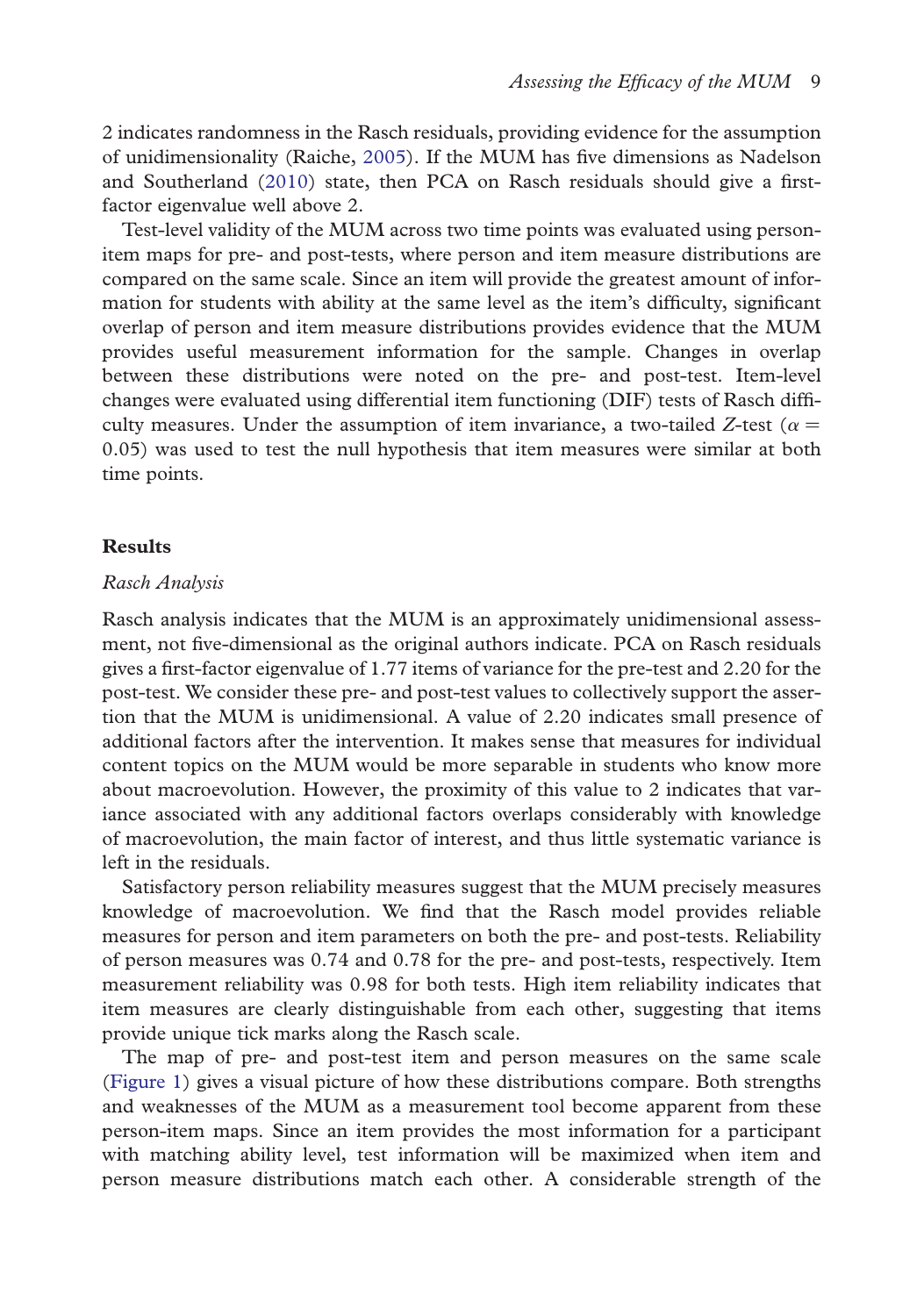2 indicates randomness in the Rasch residuals, providing evidence for the assumption of unidimensionality (Raiche, 2005). If the MUM has five dimensions as Nadelson and Southerland (2010) state, then PCA on Rasch residuals should give a first-factor eigenvalue well above 2.

Test-level validity of the MUM across two time points was evaluated using person-item maps for pre- and post-tests, where person and item measure distributions are compared on the same scale. Since an item will provide the greatest amount of information for students with ability at the same level as the item's difficulty, significant overlap of person and item measure distributions provides evidence that the MUM provides useful measurement information for the sample. Changes in overlap between these distributions were noted on the pre- and post-test. Item-level changes were evaluated using differential item functioning (DIF) tests of Rasch difficulty measures. Under the assumption of item invariance, a two-tailed $Z$-test ($\alpha = 0.05$) was used to test the null hypothesis that item measures were similar at both time points.

## Results

### *Rasch Analysis*

Rasch analysis indicates that the MUM is an approximately unidimensional assessment, not five-dimensional as the original authors indicate. PCA on Rasch residuals gives a first-factor eigenvalue of 1.77 items of variance for the pre-test and 2.20 for the post-test. We consider these pre- and post-test values to collectively support the assertion that the MUM is unidimensional. A value of 2.20 indicates small presence of additional factors after the intervention. It makes sense that measures for individual content topics on the MUM would be more separable in students who know more about macroevolution. However, the proximity of this value to 2 indicates that variance associated with any additional factors overlaps considerably with knowledge of macroevolution, the main factor of interest, and thus little systematic variance is left in the residuals.

Satisfactory person reliability measures suggest that the MUM precisely measures knowledge of macroevolution. We find that the Rasch model provides reliable measures for person and item parameters on both the pre- and post-tests. Reliability of person measures was 0.74 and 0.78 for the pre- and post-tests, respectively. Item measurement reliability was 0.98 for both tests. High item reliability indicates that item measures are clearly distinguishable from each other, suggesting that items provide unique tick marks along the Rasch scale.

The map of pre- and post-test item and person measures on the same scale (Figure 1) gives a visual picture of how these distributions compare. Both strengths and weaknesses of the MUM as a measurement tool become apparent from these person-item maps. Since an item provides the most information for a participant with matching ability level, test information will be maximized when item and person measure distributions match each other. A considerable strength of the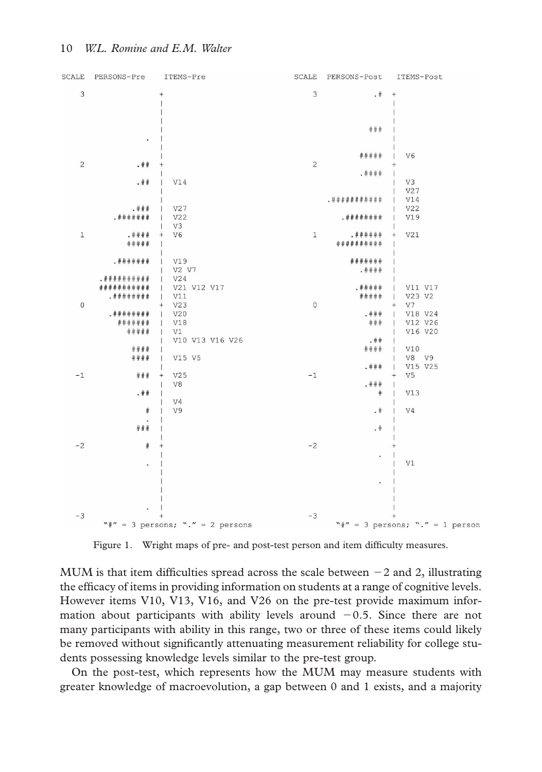```
SCALE  PERSONS-Pre    ITEMS-Pre
  3                 +
                    |
                    |
                    |
                    |
              .     |
                    |
                    |
  2          .##    +
                    |
             .##    |  V14
                    |
                    |
            .###    |  V27
        .#######    |  V22
                    |  V3
  1        .####    +  V6
           #####    |
                    |
        .#######    |  V19
                    |  V2 V7
     .##########    |  V24
     ###########    |  V21 V12 V17
       .########    |  V11
  0                 +  V23
       .########    |  V20
         #######    |  V18
           #####    |  V1
                    |  V10 V13 V16 V26
            ####    |
            ####    |  V15 V5
                    |
 -1          ###    +  V25
                    |  V8
             .##    |
                    |  V4
               #    |  V9
               .    |
             ###    |
                    |
 -2            #    +
                    |
               .    |
                    |
                    |
                    |
                    |
               .    |
 -3                 +
    "#" = 3 persons; "." = 2 persons
```

```
SCALE  PERSONS-Post   ITEMS-Post
  3                .#  +
                       |
                       |
                       |
                  ###  |
                       |
                       |
                #####  |  V6
  2                    +
               .####   |
                       |  V3
                       |  V27
         .###########  |  V14
                       |  V22
            .########  |  V19
                       |
  1           .######  +  V21
           ##########  |
                       |
              #######  |
                .####  |
                       |
               .#####  |  V11 V17
                #####  |  V23 V2
  0                    +  V7
                 .###  |  V18 V24
                  ###  |  V12 V26
                       |  V16 V20
                  .##  |
                 ####  |  V10
                       |  V8  V9
                 .###  |  V15 V25
 -1                    +  V5
                 .###  |
                    #  |  V13
                       |
                   .#  |  V4
                       |
                   .#  |
                       |
 -2                    +
                    .  |
                       |  V1
                       |
                    .  |
                       |
                       |
                       |
 -3                    +
    "#" = 3 persons; "." = 1 person
```

Figure 1. Wright maps of pre- and post-test person and item difficulty measures.

MUM is that item difficulties spread across the scale between $-2$ and 2, illustrating the efficacy of items in providing information on students at a range of cognitive levels. However items V10, V13, V16, and V26 on the pre-test provide maximum information about participants with ability levels around $-0.5$. Since there are not many participants with ability in this range, two or three of these items could likely be removed without significantly attenuating measurement reliability for college students possessing knowledge levels similar to the pre-test group.

On the post-test, which represents how the MUM may measure students with greater knowledge of macroevolution, a gap between 0 and 1 exists, and a majority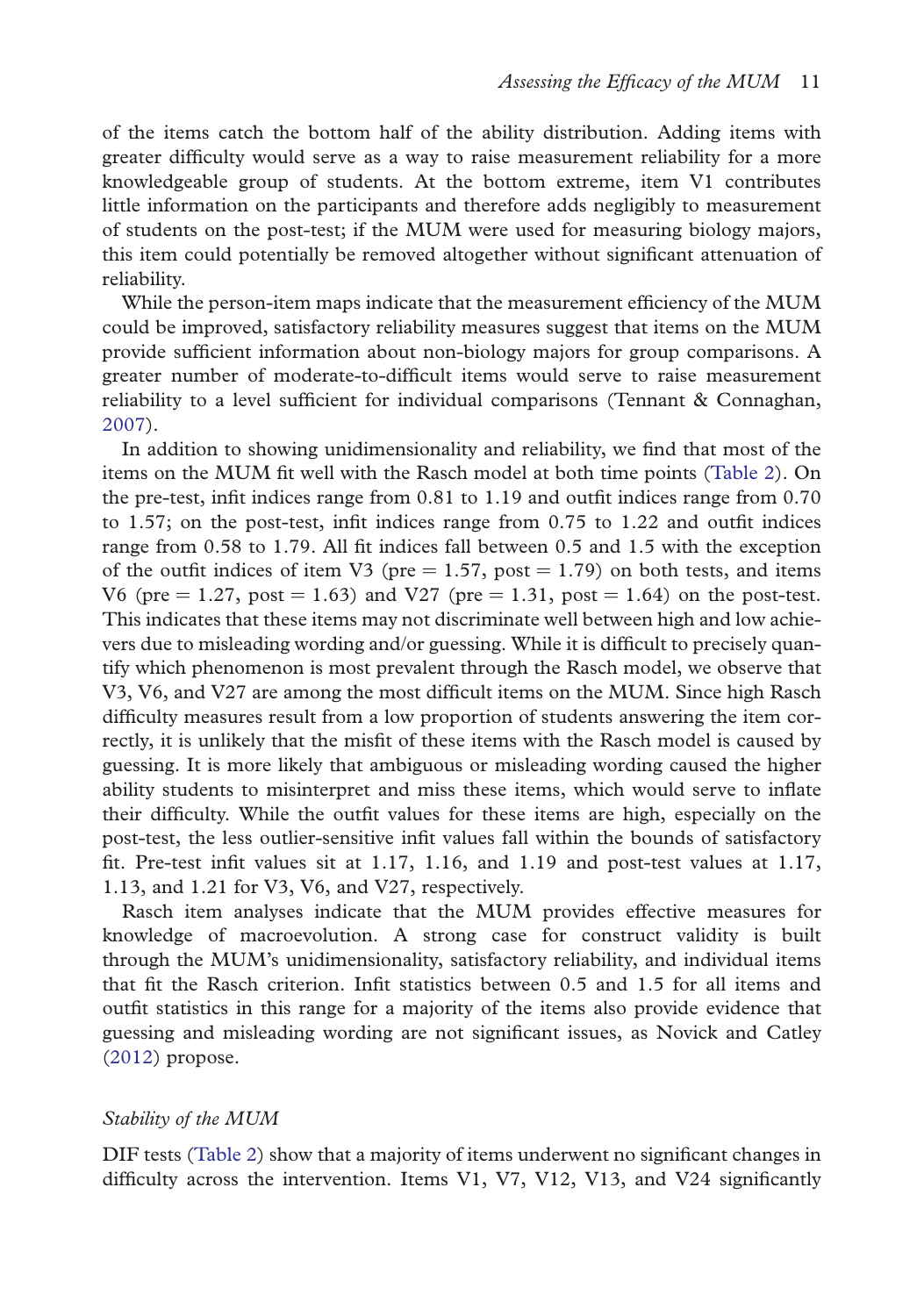of the items catch the bottom half of the ability distribution. Adding items with greater difficulty would serve as a way to raise measurement reliability for a more knowledgeable group of students. At the bottom extreme, item V1 contributes little information on the participants and therefore adds negligibly to measurement of students on the post-test; if the MUM were used for measuring biology majors, this item could potentially be removed altogether without significant attenuation of reliability.

While the person-item maps indicate that the measurement efficiency of the MUM could be improved, satisfactory reliability measures suggest that items on the MUM provide sufficient information about non-biology majors for group comparisons. A greater number of moderate-to-difficult items would serve to raise measurement reliability to a level sufficient for individual comparisons (Tennant & Connaghan, 2007).

In addition to showing unidimensionality and reliability, we find that most of the items on the MUM fit well with the Rasch model at both time points (Table 2). On the pre-test, infit indices range from 0.81 to 1.19 and outfit indices range from 0.70 to 1.57; on the post-test, infit indices range from 0.75 to 1.22 and outfit indices range from 0.58 to 1.79. All fit indices fall between 0.5 and 1.5 with the exception of the outfit indices of item V3 (pre = 1.57, post = 1.79) on both tests, and items V6 (pre = 1.27, post = 1.63) and V27 (pre = 1.31, post = 1.64) on the post-test. This indicates that these items may not discriminate well between high and low achievers due to misleading wording and/or guessing. While it is difficult to precisely quantify which phenomenon is most prevalent through the Rasch model, we observe that V3, V6, and V27 are among the most difficult items on the MUM. Since high Rasch difficulty measures result from a low proportion of students answering the item correctly, it is unlikely that the misfit of these items with the Rasch model is caused by guessing. It is more likely that ambiguous or misleading wording caused the higher ability students to misinterpret and miss these items, which would serve to inflate their difficulty. While the outfit values for these items are high, especially on the post-test, the less outlier-sensitive infit values fall within the bounds of satisfactory fit. Pre-test infit values sit at 1.17, 1.16, and 1.19 and post-test values at 1.17, 1.13, and 1.21 for V3, V6, and V27, respectively.

Rasch item analyses indicate that the MUM provides effective measures for knowledge of macroevolution. A strong case for construct validity is built through the MUM's unidimensionality, satisfactory reliability, and individual items that fit the Rasch criterion. Infit statistics between 0.5 and 1.5 for all items and outfit statistics in this range for a majority of the items also provide evidence that guessing and misleading wording are not significant issues, as Novick and Catley (2012) propose.

### *Stability of the MUM*

DIF tests (Table 2) show that a majority of items underwent no significant changes in difficulty across the intervention. Items V1, V7, V12, V13, and V24 significantly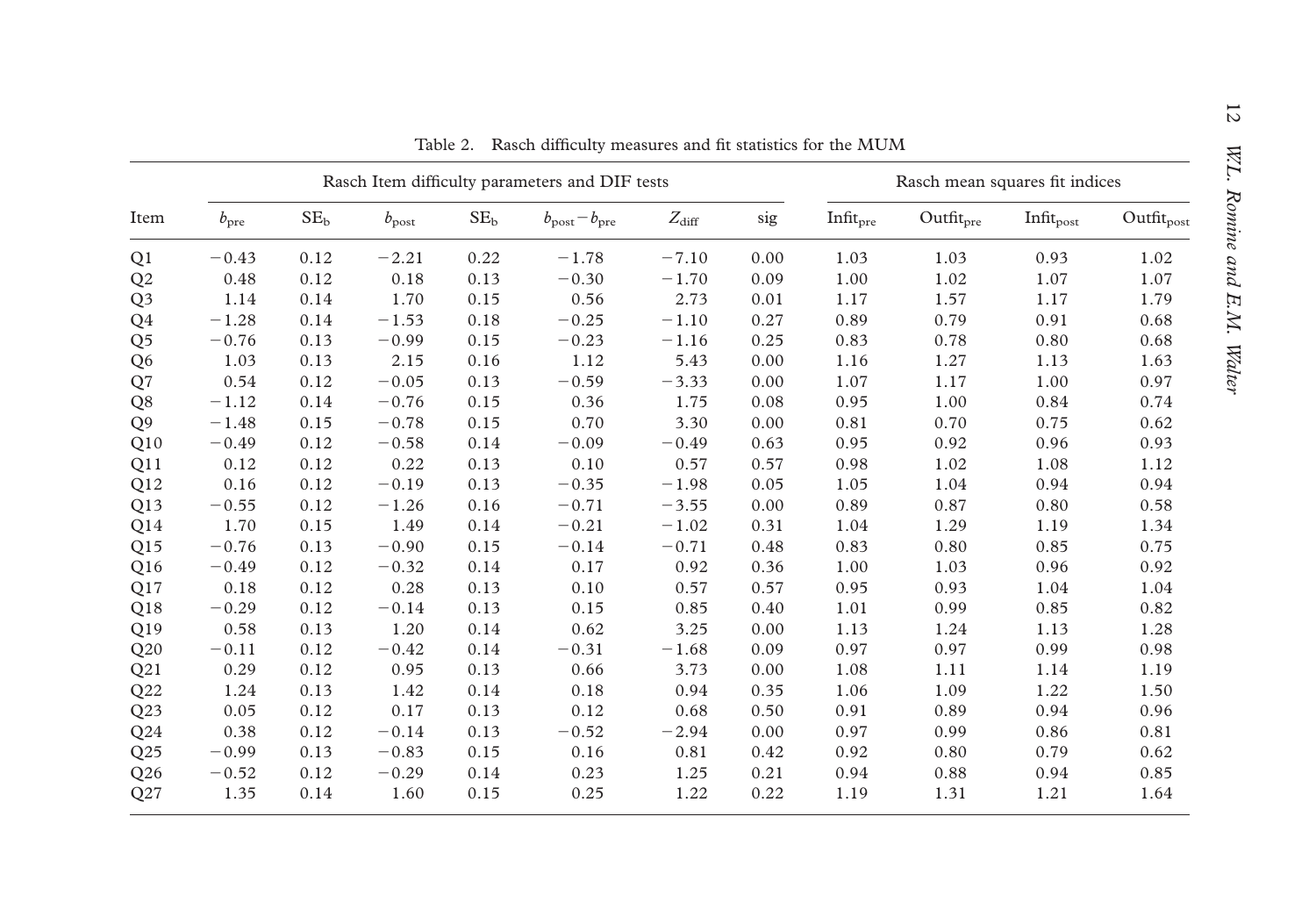Table 2. Rasch difficulty measures and fit statistics for the MUM

| Item | Rasch Item difficulty parameters and DIF tests | | | | | | | Rasch mean squares fit indices | | | |
|---|---|---|---|---|---|---|---|---|---|---|---|
| | $b_{\text{pre}}$ | $SE_b$ | $b_{\text{post}}$ | $SE_b$ | $b_{\text{post}} - b_{\text{pre}}$ | $Z_{\text{diff}}$ | sig | $\text{Infit}_{\text{pre}}$ | $\text{Outfit}_{\text{pre}}$ | $\text{Infit}_{\text{post}}$ | $\text{Outfit}_{\text{post}}$ |
| Q1 | −0.43 | 0.12 | −2.21 | 0.22 | −1.78 | −7.10 | 0.00 | 1.03 | 1.03 | 0.93 | 1.02 |
| Q2 | 0.48 | 0.12 | 0.18 | 0.13 | −0.30 | −1.70 | 0.09 | 1.00 | 1.02 | 1.07 | 1.07 |
| Q3 | 1.14 | 0.14 | 1.70 | 0.15 | 0.56 | 2.73 | 0.01 | 1.17 | 1.57 | 1.17 | 1.79 |
| Q4 | −1.28 | 0.14 | −1.53 | 0.18 | −0.25 | −1.10 | 0.27 | 0.89 | 0.79 | 0.91 | 0.68 |
| Q5 | −0.76 | 0.13 | −0.99 | 0.15 | −0.23 | −1.16 | 0.25 | 0.83 | 0.78 | 0.80 | 0.68 |
| Q6 | 1.03 | 0.13 | 2.15 | 0.16 | 1.12 | 5.43 | 0.00 | 1.16 | 1.27 | 1.13 | 1.63 |
| Q7 | 0.54 | 0.12 | −0.05 | 0.13 | −0.59 | −3.33 | 0.00 | 1.07 | 1.17 | 1.00 | 0.97 |
| Q8 | −1.12 | 0.14 | −0.76 | 0.15 | 0.36 | 1.75 | 0.08 | 0.95 | 1.00 | 0.84 | 0.74 |
| Q9 | −1.48 | 0.15 | −0.78 | 0.15 | 0.70 | 3.30 | 0.00 | 0.81 | 0.70 | 0.75 | 0.62 |
| Q10 | −0.49 | 0.12 | −0.58 | 0.14 | −0.09 | −0.49 | 0.63 | 0.95 | 0.92 | 0.96 | 0.93 |
| Q11 | 0.12 | 0.12 | 0.22 | 0.13 | 0.10 | 0.57 | 0.57 | 0.98 | 1.02 | 1.08 | 1.12 |
| Q12 | 0.16 | 0.12 | −0.19 | 0.13 | −0.35 | −1.98 | 0.05 | 1.05 | 1.04 | 0.94 | 0.94 |
| Q13 | −0.55 | 0.12 | −1.26 | 0.16 | −0.71 | −3.55 | 0.00 | 0.89 | 0.87 | 0.80 | 0.58 |
| Q14 | 1.70 | 0.15 | 1.49 | 0.14 | −0.21 | −1.02 | 0.31 | 1.04 | 1.29 | 1.19 | 1.34 |
| Q15 | −0.76 | 0.13 | −0.90 | 0.15 | −0.14 | −0.71 | 0.48 | 0.83 | 0.80 | 0.85 | 0.75 |
| Q16 | −0.49 | 0.12 | −0.32 | 0.14 | 0.17 | 0.92 | 0.36 | 1.00 | 1.03 | 0.96 | 0.92 |
| Q17 | 0.18 | 0.12 | 0.28 | 0.13 | 0.10 | 0.57 | 0.57 | 0.95 | 0.93 | 1.04 | 1.04 |
| Q18 | −0.29 | 0.12 | −0.14 | 0.13 | 0.15 | 0.85 | 0.40 | 1.01 | 0.99 | 0.85 | 0.82 |
| Q19 | 0.58 | 0.13 | 1.20 | 0.14 | 0.62 | 3.25 | 0.00 | 1.13 | 1.24 | 1.13 | 1.28 |
| Q20 | −0.11 | 0.12 | −0.42 | 0.14 | −0.31 | −1.68 | 0.09 | 0.97 | 0.97 | 0.99 | 0.98 |
| Q21 | 0.29 | 0.12 | 0.95 | 0.13 | 0.66 | 3.73 | 0.00 | 1.08 | 1.11 | 1.14 | 1.19 |
| Q22 | 1.24 | 0.13 | 1.42 | 0.14 | 0.18 | 0.94 | 0.35 | 1.06 | 1.09 | 1.22 | 1.50 |
| Q23 | 0.05 | 0.12 | 0.17 | 0.13 | 0.12 | 0.68 | 0.50 | 0.91 | 0.89 | 0.94 | 0.96 |
| Q24 | 0.38 | 0.12 | −0.14 | 0.13 | −0.52 | −2.94 | 0.00 | 0.97 | 0.99 | 0.86 | 0.81 |
| Q25 | −0.99 | 0.13 | −0.83 | 0.15 | 0.16 | 0.81 | 0.42 | 0.92 | 0.80 | 0.79 | 0.62 |
| Q26 | −0.52 | 0.12 | −0.29 | 0.14 | 0.23 | 1.25 | 0.21 | 0.94 | 0.88 | 0.94 | 0.85 |
| Q27 | 1.35 | 0.14 | 1.60 | 0.15 | 0.25 | 1.22 | 0.22 | 1.19 | 1.31 | 1.21 | 1.64 |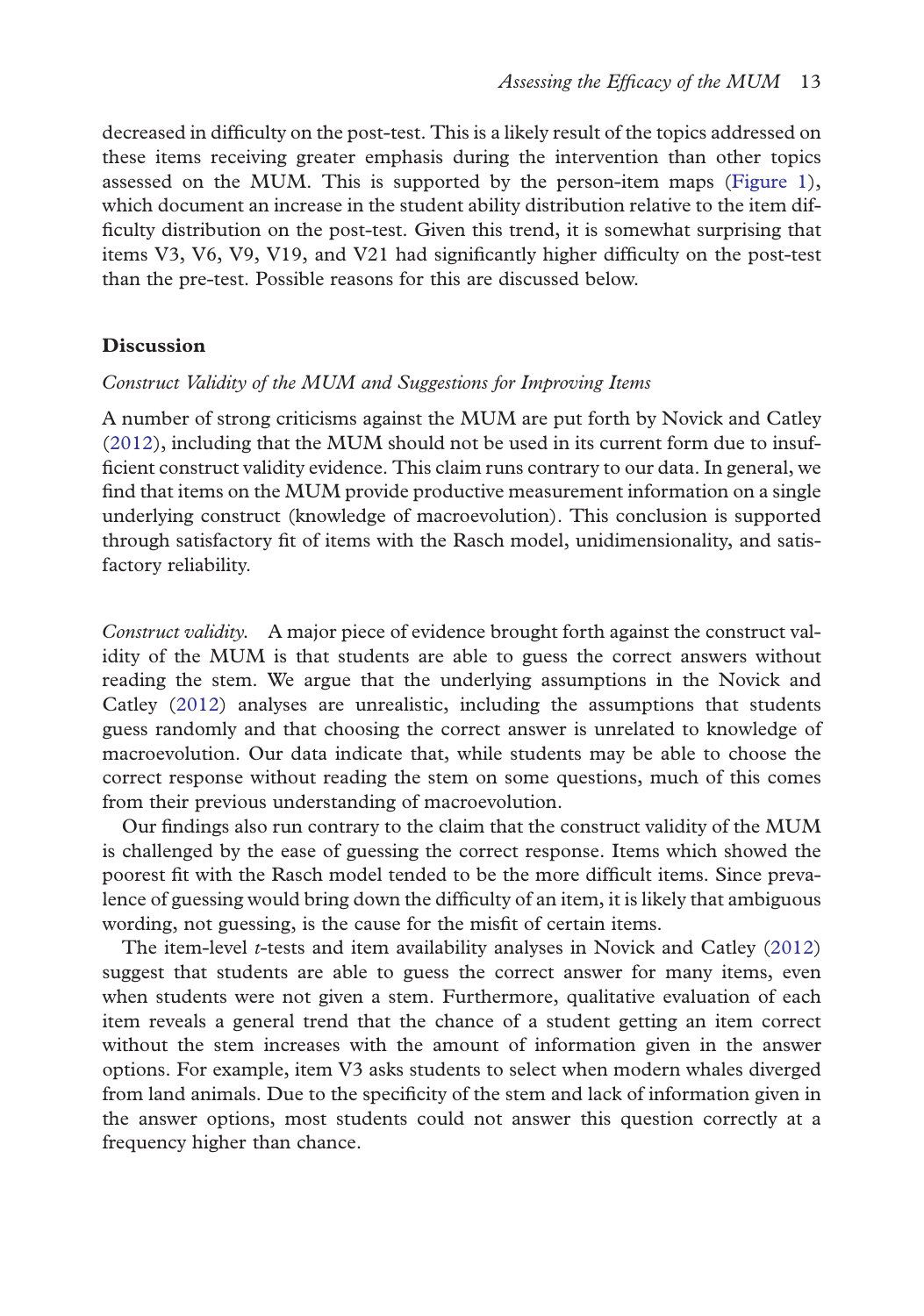decreased in difficulty on the post-test. This is a likely result of the topics addressed on these items receiving greater emphasis during the intervention than other topics assessed on the MUM. This is supported by the person-item maps (Figure 1), which document an increase in the student ability distribution relative to the item difficulty distribution on the post-test. Given this trend, it is somewhat surprising that items V3, V6, V9, V19, and V21 had significantly higher difficulty on the post-test than the pre-test. Possible reasons for this are discussed below.

## Discussion

### *Construct Validity of the MUM and Suggestions for Improving Items*

A number of strong criticisms against the MUM are put forth by Novick and Catley (2012), including that the MUM should not be used in its current form due to insufficient construct validity evidence. This claim runs contrary to our data. In general, we find that items on the MUM provide productive measurement information on a single underlying construct (knowledge of macroevolution). This conclusion is supported through satisfactory fit of items with the Rasch model, unidimensionality, and satisfactory reliability.

*Construct validity.* A major piece of evidence brought forth against the construct validity of the MUM is that students are able to guess the correct answers without reading the stem. We argue that the underlying assumptions in the Novick and Catley (2012) analyses are unrealistic, including the assumptions that students guess randomly and that choosing the correct answer is unrelated to knowledge of macroevolution. Our data indicate that, while students may be able to choose the correct response without reading the stem on some questions, much of this comes from their previous understanding of macroevolution.

Our findings also run contrary to the claim that the construct validity of the MUM is challenged by the ease of guessing the correct response. Items which showed the poorest fit with the Rasch model tended to be the more difficult items. Since prevalence of guessing would bring down the difficulty of an item, it is likely that ambiguous wording, not guessing, is the cause for the misfit of certain items.

The item-level *t*-tests and item availability analyses in Novick and Catley (2012) suggest that students are able to guess the correct answer for many items, even when students were not given a stem. Furthermore, qualitative evaluation of each item reveals a general trend that the chance of a student getting an item correct without the stem increases with the amount of information given in the answer options. For example, item V3 asks students to select when modern whales diverged from land animals. Due to the specificity of the stem and lack of information given in the answer options, most students could not answer this question correctly at a frequency higher than chance.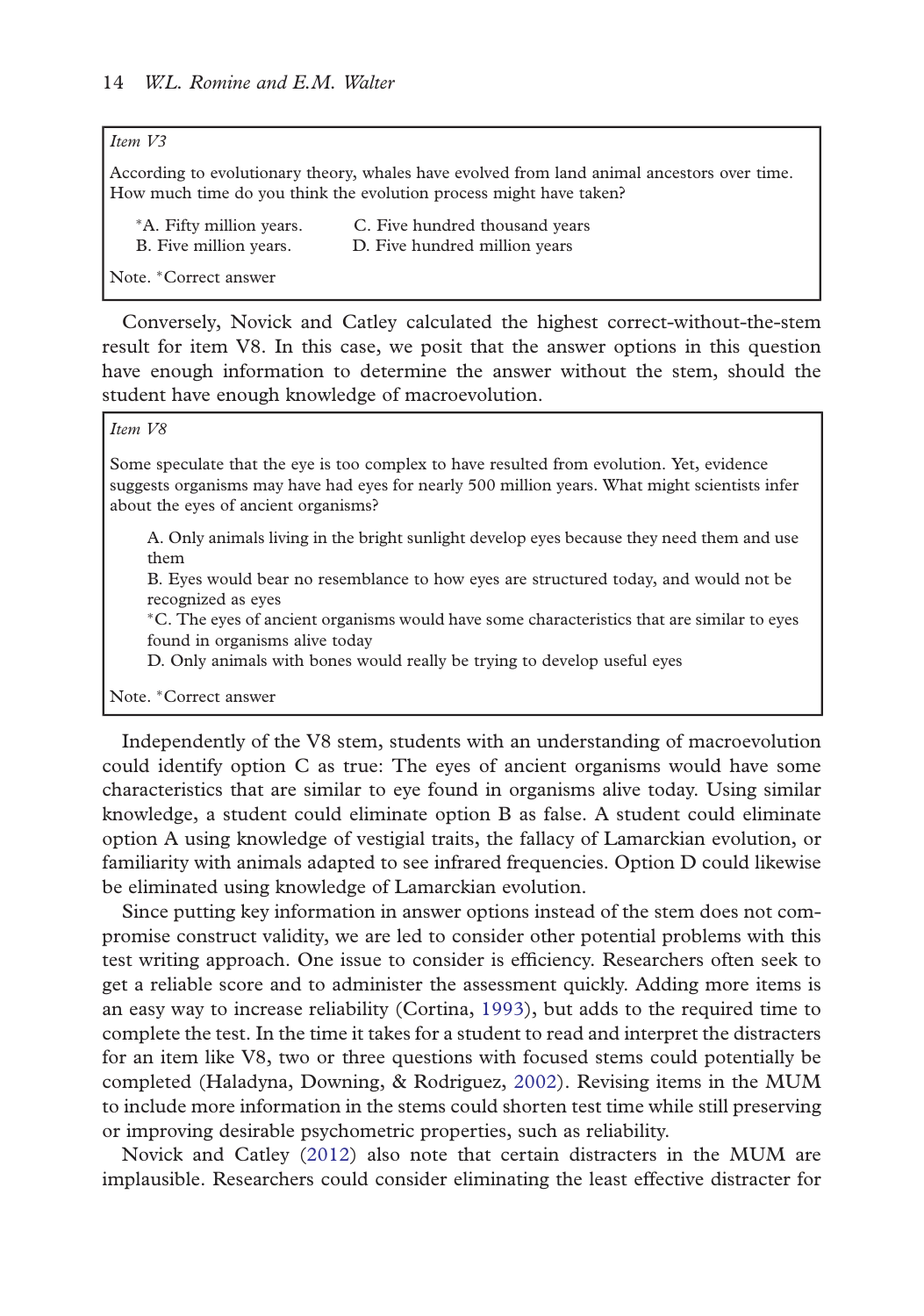> *Item V3*
>
> According to evolutionary theory, whales have evolved from land animal ancestors over time. How much time do you think the evolution process might have taken?
>
> *A. Fifty million years.
> B. Five million years.
> C. Five hundred thousand years
> D. Five hundred million years
>
> Note. *Correct answer

Conversely, Novick and Catley calculated the highest correct-without-the-stem result for item V8. In this case, we posit that the answer options in this question have enough information to determine the answer without the stem, should the student have enough knowledge of macroevolution.

> *Item V8*
>
> Some speculate that the eye is too complex to have resulted from evolution. Yet, evidence suggests organisms may have had eyes for nearly 500 million years. What might scientists infer about the eyes of ancient organisms?
>
> A. Only animals living in the bright sunlight develop eyes because they need them and use them
> B. Eyes would bear no resemblance to how eyes are structured today, and would not be recognized as eyes
> *C. The eyes of ancient organisms would have some characteristics that are similar to eyes found in organisms alive today
> D. Only animals with bones would really be trying to develop useful eyes
>
> Note. *Correct answer

Independently of the V8 stem, students with an understanding of macroevolution could identify option C as true: The eyes of ancient organisms would have some characteristics that are similar to eye found in organisms alive today. Using similar knowledge, a student could eliminate option B as false. A student could eliminate option A using knowledge of vestigial traits, the fallacy of Lamarckian evolution, or familiarity with animals adapted to see infrared frequencies. Option D could likewise be eliminated using knowledge of Lamarckian evolution.

Since putting key information in answer options instead of the stem does not compromise construct validity, we are led to consider other potential problems with this test writing approach. One issue to consider is efficiency. Researchers often seek to get a reliable score and to administer the assessment quickly. Adding more items is an easy way to increase reliability (Cortina, 1993), but adds to the required time to complete the test. In the time it takes for a student to read and interpret the distracters for an item like V8, two or three questions with focused stems could potentially be completed (Haladyna, Downing, & Rodriguez, 2002). Revising items in the MUM to include more information in the stems could shorten test time while still preserving or improving desirable psychometric properties, such as reliability.

Novick and Catley (2012) also note that certain distracters in the MUM are implausible. Researchers could consider eliminating the least effective distracter for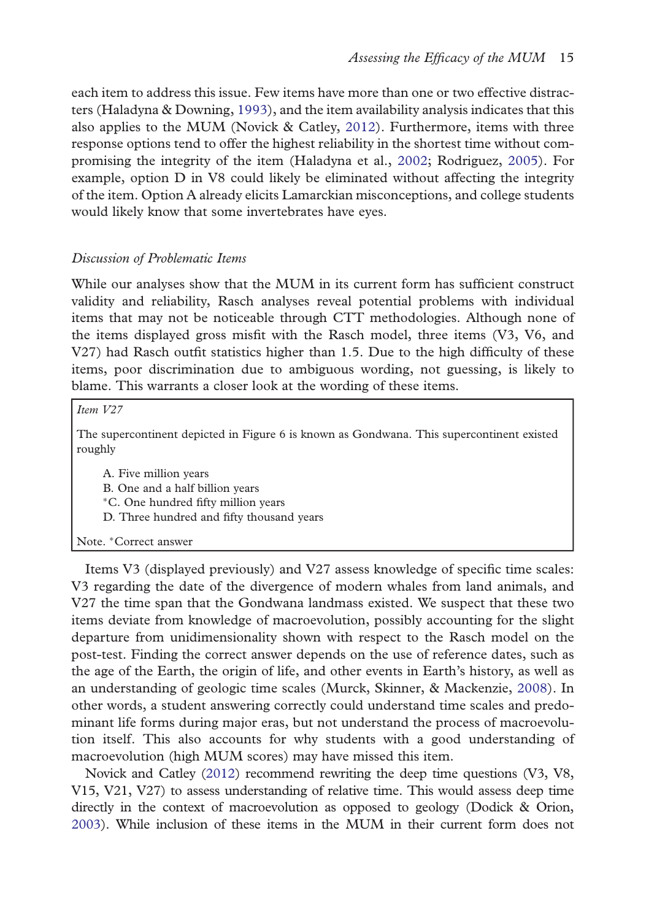each item to address this issue. Few items have more than one or two effective distracters (Haladyna & Downing, 1993), and the item availability analysis indicates that this also applies to the MUM (Novick & Catley, 2012). Furthermore, items with three response options tend to offer the highest reliability in the shortest time without compromising the integrity of the item (Haladyna et al., 2002; Rodriguez, 2005). For example, option D in V8 could likely be eliminated without affecting the integrity of the item. Option A already elicits Lamarckian misconceptions, and college students would likely know that some invertebrates have eyes.

### *Discussion of Problematic Items*

While our analyses show that the MUM in its current form has sufficient construct validity and reliability, Rasch analyses reveal potential problems with individual items that may not be noticeable through CTT methodologies. Although none of the items displayed gross misfit with the Rasch model, three items (V3, V6, and V27) had Rasch outfit statistics higher than 1.5. Due to the high difficulty of these items, poor discrimination due to ambiguous wording, not guessing, is likely to blame. This warrants a closer look at the wording of these items.

> *Item V27*
>
> The supercontinent depicted in Figure 6 is known as Gondwana. This supercontinent existed roughly
>
> A. Five million years
> B. One and a half billion years
> *C. One hundred fifty million years
> D. Three hundred and fifty thousand years
>
> Note. *Correct answer

Items V3 (displayed previously) and V27 assess knowledge of specific time scales: V3 regarding the date of the divergence of modern whales from land animals, and V27 the time span that the Gondwana landmass existed. We suspect that these two items deviate from knowledge of macroevolution, possibly accounting for the slight departure from unidimensionality shown with respect to the Rasch model on the post-test. Finding the correct answer depends on the use of reference dates, such as the age of the Earth, the origin of life, and other events in Earth's history, as well as an understanding of geologic time scales (Murck, Skinner, & Mackenzie, 2008). In other words, a student answering correctly could understand time scales and predominant life forms during major eras, but not understand the process of macroevolution itself. This also accounts for why students with a good understanding of macroevolution (high MUM scores) may have missed this item.

Novick and Catley (2012) recommend rewriting the deep time questions (V3, V8, V15, V21, V27) to assess understanding of relative time. This would assess deep time directly in the context of macroevolution as opposed to geology (Dodick & Orion, 2003). While inclusion of these items in the MUM in their current form does not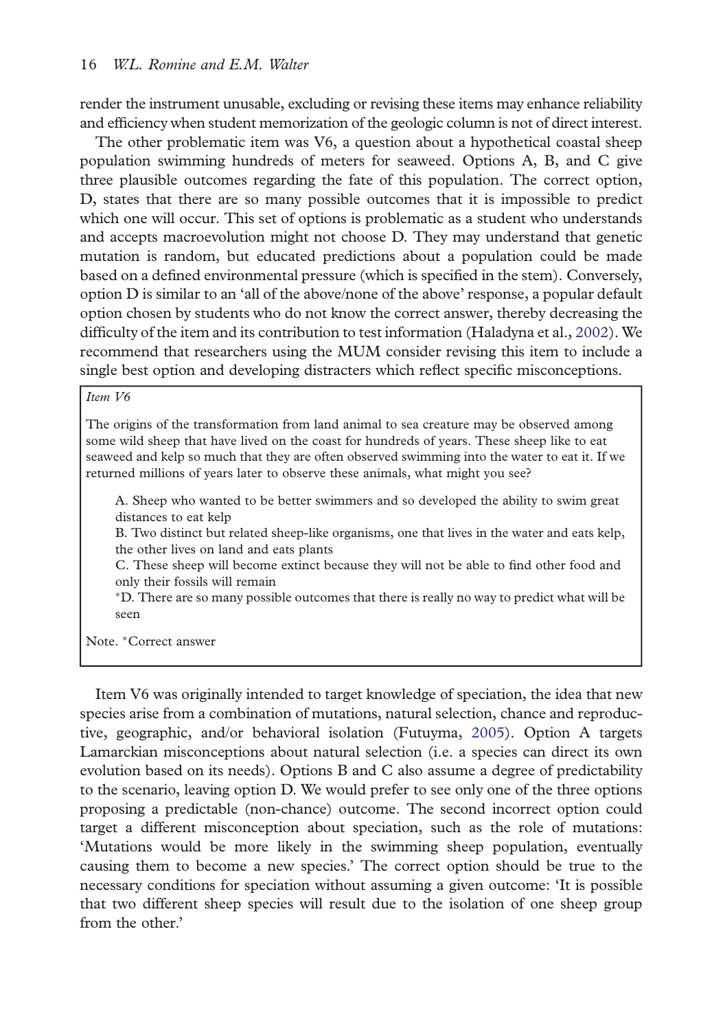render the instrument unusable, excluding or revising these items may enhance reliability and efficiency when student memorization of the geologic column is not of direct interest.

The other problematic item was V6, a question about a hypothetical coastal sheep population swimming hundreds of meters for seaweed. Options A, B, and C give three plausible outcomes regarding the fate of this population. The correct option, D, states that there are so many possible outcomes that it is impossible to predict which one will occur. This set of options is problematic as a student who understands and accepts macroevolution might not choose D. They may understand that genetic mutation is random, but educated predictions about a population could be made based on a defined environmental pressure (which is specified in the stem). Conversely, option D is similar to an 'all of the above/none of the above' response, a popular default option chosen by students who do not know the correct answer, thereby decreasing the difficulty of the item and its contribution to test information (Haladyna et al., 2002). We recommend that researchers using the MUM consider revising this item to include a single best option and developing distracters which reflect specific misconceptions.

> *Item V6*
>
> The origins of the transformation from land animal to sea creature may be observed among some wild sheep that have lived on the coast for hundreds of years. These sheep like to eat seaweed and kelp so much that they are often observed swimming into the water to eat it. If we returned millions of years later to observe these animals, what might you see?
>
> A. Sheep who wanted to be better swimmers and so developed the ability to swim great distances to eat kelp
> B. Two distinct but related sheep-like organisms, one that lives in the water and eats kelp, the other lives on land and eats plants
> C. These sheep will become extinct because they will not be able to find other food and only their fossils will remain
> *D. There are so many possible outcomes that there is really no way to predict what will be seen
>
> Note. *Correct answer

Item V6 was originally intended to target knowledge of speciation, the idea that new species arise from a combination of mutations, natural selection, chance and reproductive, geographic, and/or behavioral isolation (Futuyma, 2005). Option A targets Lamarckian misconceptions about natural selection (i.e. a species can direct its own evolution based on its needs). Options B and C also assume a degree of predictability to the scenario, leaving option D. We would prefer to see only one of the three options proposing a predictable (non-chance) outcome. The second incorrect option could target a different misconception about speciation, such as the role of mutations: 'Mutations would be more likely in the swimming sheep population, eventually causing them to become a new species.' The correct option should be true to the necessary conditions for speciation without assuming a given outcome: 'It is possible that two different sheep species will result due to the isolation of one sheep group from the other.'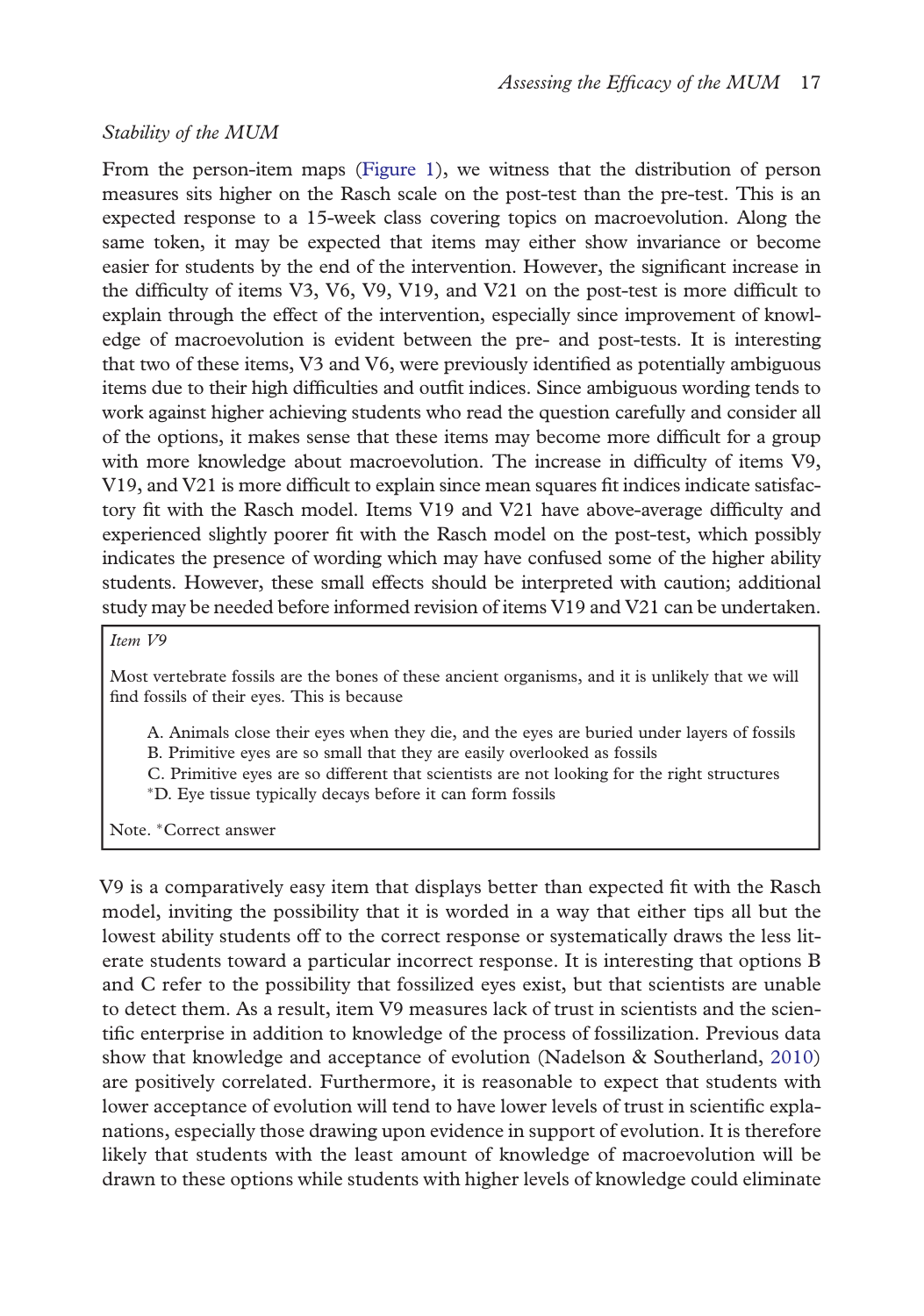*Stability of the MUM*

From the person-item maps (Figure 1), we witness that the distribution of person measures sits higher on the Rasch scale on the post-test than the pre-test. This is an expected response to a 15-week class covering topics on macroevolution. Along the same token, it may be expected that items may either show invariance or become easier for students by the end of the intervention. However, the significant increase in the difficulty of items V3, V6, V9, V19, and V21 on the post-test is more difficult to explain through the effect of the intervention, especially since improvement of knowledge of macroevolution is evident between the pre- and post-tests. It is interesting that two of these items, V3 and V6, were previously identified as potentially ambiguous items due to their high difficulties and outfit indices. Since ambiguous wording tends to work against higher achieving students who read the question carefully and consider all of the options, it makes sense that these items may become more difficult for a group with more knowledge about macroevolution. The increase in difficulty of items V9, V19, and V21 is more difficult to explain since mean squares fit indices indicate satisfactory fit with the Rasch model. Items V19 and V21 have above-average difficulty and experienced slightly poorer fit with the Rasch model on the post-test, which possibly indicates the presence of wording which may have confused some of the higher ability students. However, these small effects should be interpreted with caution; additional study may be needed before informed revision of items V19 and V21 can be undertaken.

> *Item V9*
>
> Most vertebrate fossils are the bones of these ancient organisms, and it is unlikely that we will find fossils of their eyes. This is because
>
> A. Animals close their eyes when they die, and the eyes are buried under layers of fossils
> B. Primitive eyes are so small that they are easily overlooked as fossils
> C. Primitive eyes are so different that scientists are not looking for the right structures
> *D. Eye tissue typically decays before it can form fossils
>
> Note. *Correct answer

V9 is a comparatively easy item that displays better than expected fit with the Rasch model, inviting the possibility that it is worded in a way that either tips all but the lowest ability students off to the correct response or systematically draws the less literate students toward a particular incorrect response. It is interesting that options B and C refer to the possibility that fossilized eyes exist, but that scientists are unable to detect them. As a result, item V9 measures lack of trust in scientists and the scientific enterprise in addition to knowledge of the process of fossilization. Previous data show that knowledge and acceptance of evolution (Nadelson & Southerland, 2010) are positively correlated. Furthermore, it is reasonable to expect that students with lower acceptance of evolution will tend to have lower levels of trust in scientific explanations, especially those drawing upon evidence in support of evolution. It is therefore likely that students with the least amount of knowledge of macroevolution will be drawn to these options while students with higher levels of knowledge could eliminate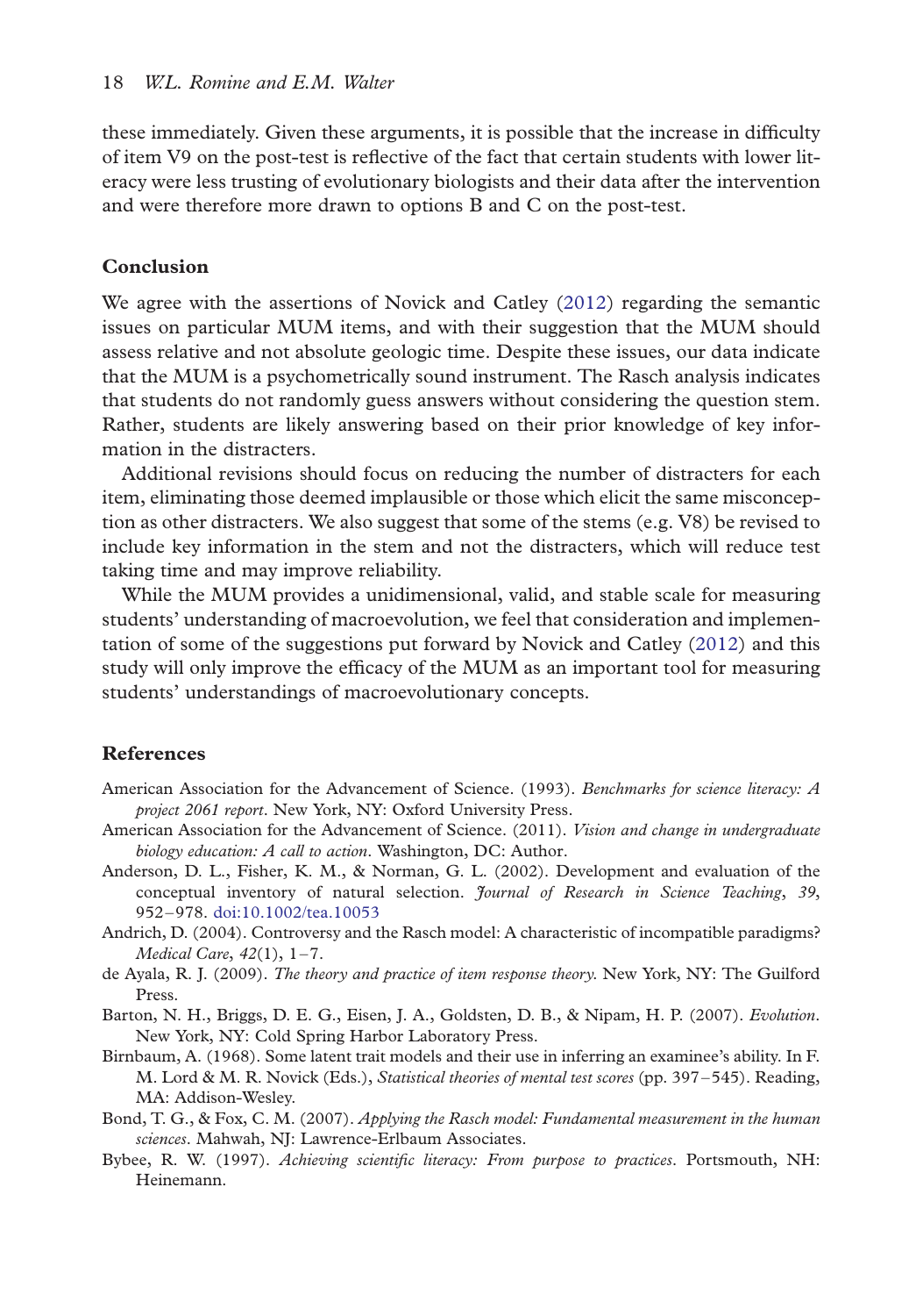these immediately. Given these arguments, it is possible that the increase in difficulty of item V9 on the post-test is reflective of the fact that certain students with lower literacy were less trusting of evolutionary biologists and their data after the intervention and were therefore more drawn to options B and C on the post-test.

## Conclusion

We agree with the assertions of Novick and Catley (2012) regarding the semantic issues on particular MUM items, and with their suggestion that the MUM should assess relative and not absolute geologic time. Despite these issues, our data indicate that the MUM is a psychometrically sound instrument. The Rasch analysis indicates that students do not randomly guess answers without considering the question stem. Rather, students are likely answering based on their prior knowledge of key information in the distracters.

Additional revisions should focus on reducing the number of distracters for each item, eliminating those deemed implausible or those which elicit the same misconception as other distracters. We also suggest that some of the stems (e.g. V8) be revised to include key information in the stem and not the distracters, which will reduce test taking time and may improve reliability.

While the MUM provides a unidimensional, valid, and stable scale for measuring students' understanding of macroevolution, we feel that consideration and implementation of some of the suggestions put forward by Novick and Catley (2012) and this study will only improve the efficacy of the MUM as an important tool for measuring students' understandings of macroevolutionary concepts.

## References

American Association for the Advancement of Science. (1993). *Benchmarks for science literacy: A project 2061 report*. New York, NY: Oxford University Press.

American Association for the Advancement of Science. (2011). *Vision and change in undergraduate biology education: A call to action*. Washington, DC: Author.

Anderson, D. L., Fisher, K. M., & Norman, G. L. (2002). Development and evaluation of the conceptual inventory of natural selection. *Journal of Research in Science Teaching*, *39*, 952–978. doi:10.1002/tea.10053

Andrich, D. (2004). Controversy and the Rasch model: A characteristic of incompatible paradigms? *Medical Care*, *42*(1), 1–7.

de Ayala, R. J. (2009). *The theory and practice of item response theory*. New York, NY: The Guilford Press.

Barton, N. H., Briggs, D. E. G., Eisen, J. A., Goldsten, D. B., & Nipam, H. P. (2007). *Evolution*. New York, NY: Cold Spring Harbor Laboratory Press.

Birnbaum, A. (1968). Some latent trait models and their use in inferring an examinee's ability. In F. M. Lord & M. R. Novick (Eds.), *Statistical theories of mental test scores* (pp. 397–545). Reading, MA: Addison-Wesley.

Bond, T. G., & Fox, C. M. (2007). *Applying the Rasch model: Fundamental measurement in the human sciences*. Mahwah, NJ: Lawrence-Erlbaum Associates.

Bybee, R. W. (1997). *Achieving scientific literacy: From purpose to practices*. Portsmouth, NH: Heinemann.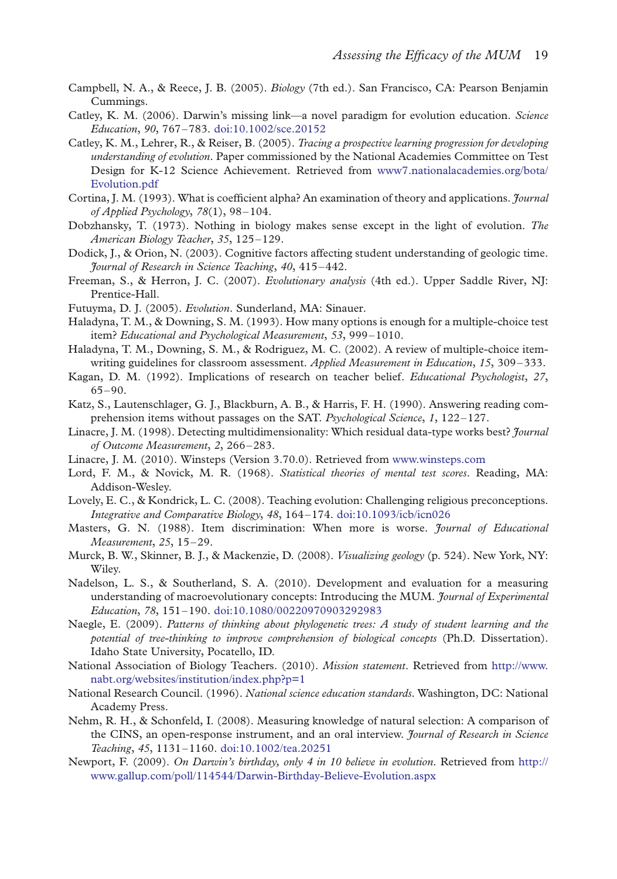Campbell, N. A., & Reece, J. B. (2005). *Biology* (7th ed.). San Francisco, CA: Pearson Benjamin Cummings.

Catley, K. M. (2006). Darwin's missing link—a novel paradigm for evolution education. *Science Education*, *90*, 767–783. doi:10.1002/sce.20152

Catley, K. M., Lehrer, R., & Reiser, B. (2005). *Tracing a prospective learning progression for developing understanding of evolution*. Paper commissioned by the National Academies Committee on Test Design for K-12 Science Achievement. Retrieved from www7.nationalacademies.org/bota/Evolution.pdf

Cortina, J. M. (1993). What is coefficient alpha? An examination of theory and applications. *Journal of Applied Psychology*, *78*(1), 98–104.

Dobzhansky, T. (1973). Nothing in biology makes sense except in the light of evolution. *The American Biology Teacher*, *35*, 125–129.

Dodick, J., & Orion, N. (2003). Cognitive factors affecting student understanding of geologic time. *Journal of Research in Science Teaching*, *40*, 415–442.

Freeman, S., & Herron, J. C. (2007). *Evolutionary analysis* (4th ed.). Upper Saddle River, NJ: Prentice-Hall.

Futuyma, D. J. (2005). *Evolution*. Sunderland, MA: Sinauer.

Haladyna, T. M., & Downing, S. M. (1993). How many options is enough for a multiple-choice test item? *Educational and Psychological Measurement*, *53*, 999–1010.

Haladyna, T. M., Downing, S. M., & Rodriguez, M. C. (2002). A review of multiple-choice item-writing guidelines for classroom assessment. *Applied Measurement in Education*, *15*, 309–333.

Kagan, D. M. (1992). Implications of research on teacher belief. *Educational Psychologist*, *27*, 65–90.

Katz, S., Lautenschlager, G. J., Blackburn, A. B., & Harris, F. H. (1990). Answering reading comprehension items without passages on the SAT. *Psychological Science*, *1*, 122–127.

Linacre, J. M. (1998). Detecting multidimensionality: Which residual data-type works best? *Journal of Outcome Measurement*, *2*, 266–283.

Linacre, J. M. (2010). Winsteps (Version 3.70.0). Retrieved from www.winsteps.com

Lord, F. M., & Novick, M. R. (1968). *Statistical theories of mental test scores*. Reading, MA: Addison-Wesley.

Lovely, E. C., & Kondrick, L. C. (2008). Teaching evolution: Challenging religious preconceptions. *Integrative and Comparative Biology*, *48*, 164–174. doi:10.1093/icb/icn026

Masters, G. N. (1988). Item discrimination: When more is worse. *Journal of Educational Measurement*, *25*, 15–29.

Murck, B. W., Skinner, B. J., & Mackenzie, D. (2008). *Visualizing geology* (p. 524). New York, NY: Wiley.

Nadelson, L. S., & Southerland, S. A. (2010). Development and evaluation for a measuring understanding of macroevolutionary concepts: Introducing the MUM. *Journal of Experimental Education*, *78*, 151–190. doi:10.1080/00220970903292983

Naegle, E. (2009). *Patterns of thinking about phylogenetic trees: A study of student learning and the potential of tree-thinking to improve comprehension of biological concepts* (Ph.D. Dissertation). Idaho State University, Pocatello, ID.

National Association of Biology Teachers. (2010). *Mission statement*. Retrieved from http://www.nabt.org/websites/institution/index.php?p=1

National Research Council. (1996). *National science education standards*. Washington, DC: National Academy Press.

Nehm, R. H., & Schonfeld, I. (2008). Measuring knowledge of natural selection: A comparison of the CINS, an open-response instrument, and an oral interview. *Journal of Research in Science Teaching*, *45*, 1131–1160. doi:10.1002/tea.20251

Newport, F. (2009). *On Darwin's birthday, only 4 in 10 believe in evolution*. Retrieved from http://www.gallup.com/poll/114544/Darwin-Birthday-Believe-Evolution.aspx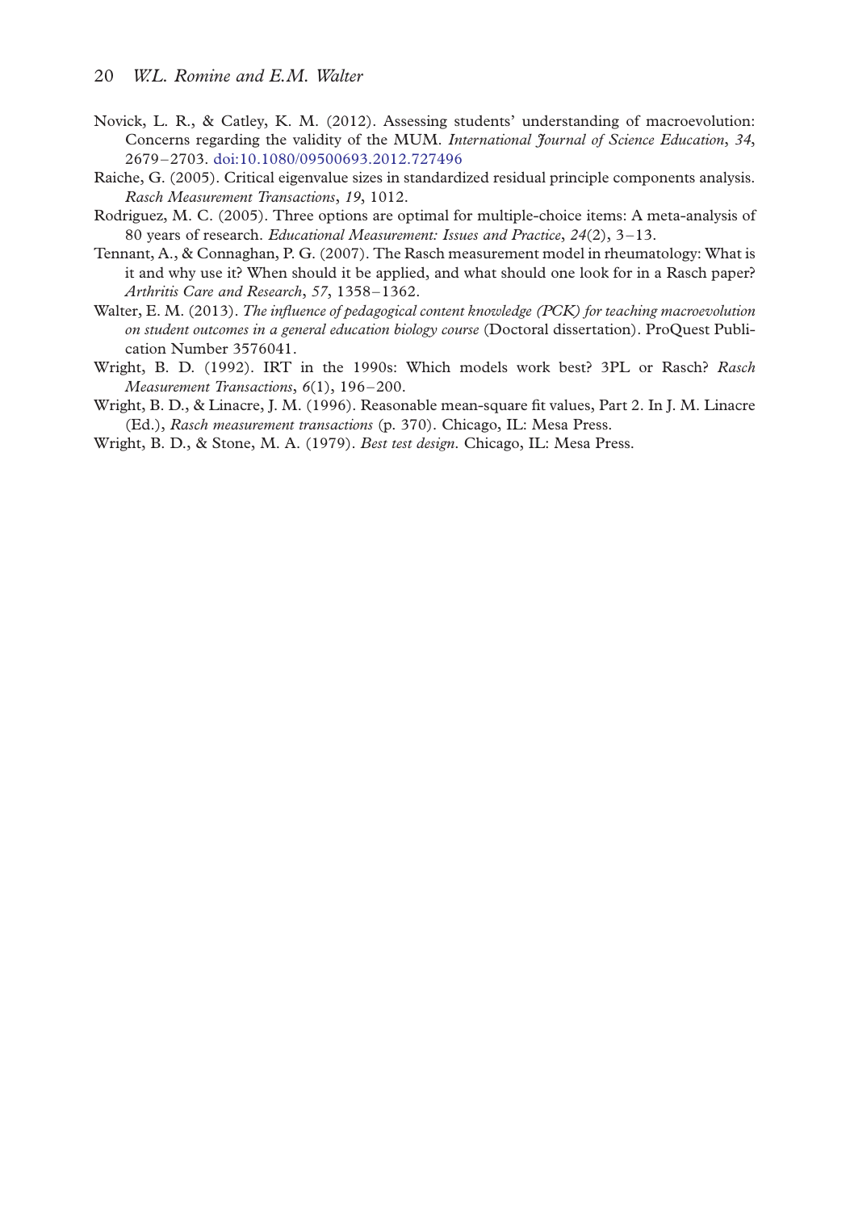Novick, L. R., & Catley, K. M. (2012). Assessing students' understanding of macroevolution: Concerns regarding the validity of the MUM. *International Journal of Science Education*, *34*, 2679–2703. doi:10.1080/09500693.2012.727496

Raiche, G. (2005). Critical eigenvalue sizes in standardized residual principle components analysis. *Rasch Measurement Transactions*, *19*, 1012.

Rodriguez, M. C. (2005). Three options are optimal for multiple-choice items: A meta-analysis of 80 years of research. *Educational Measurement: Issues and Practice*, *24*(2), 3–13.

Tennant, A., & Connaghan, P. G. (2007). The Rasch measurement model in rheumatology: What is it and why use it? When should it be applied, and what should one look for in a Rasch paper? *Arthritis Care and Research*, *57*, 1358–1362.

Walter, E. M. (2013). *The influence of pedagogical content knowledge (PCK) for teaching macroevolution on student outcomes in a general education biology course* (Doctoral dissertation). ProQuest Publication Number 3576041.

Wright, B. D. (1992). IRT in the 1990s: Which models work best? 3PL or Rasch? *Rasch Measurement Transactions*, *6*(1), 196–200.

Wright, B. D., & Linacre, J. M. (1996). Reasonable mean-square fit values, Part 2. In J. M. Linacre (Ed.), *Rasch measurement transactions* (p. 370). Chicago, IL: Mesa Press.

Wright, B. D., & Stone, M. A. (1979). *Best test design*. Chicago, IL: Mesa Press.